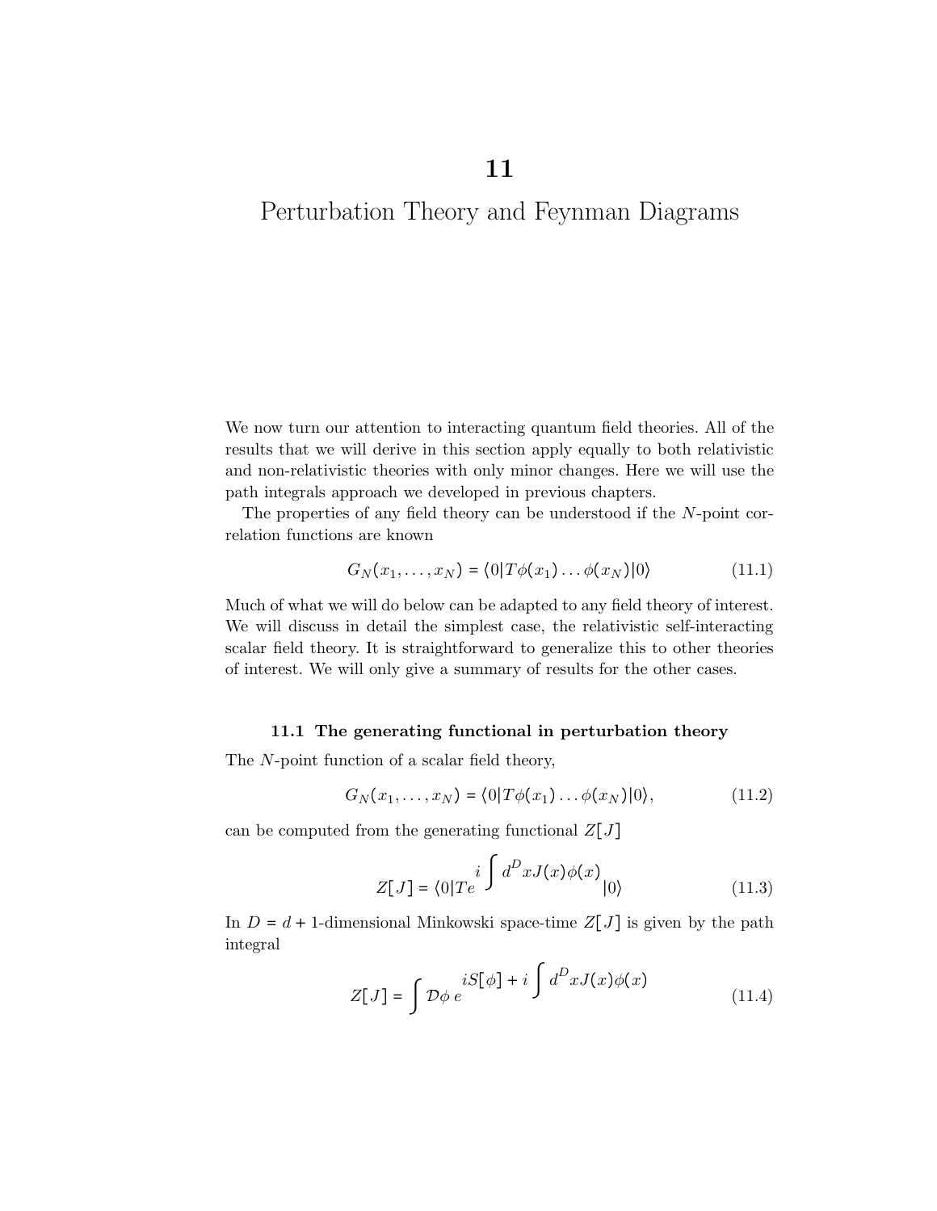# 11

# Perturbation Theory and Feynman Diagrams

We now turn our attention to interacting quantum field theories. All of the results that we will derive in this section apply equally to both relativistic and non-relativistic theories with only minor changes. Here we will use the path integrals approach we developed in previous chapters.

The properties of any field theory can be understood if the $N$-point correlation functions are known

$$G_N(x_1, \ldots, x_N) = \langle 0 | T\phi(x_1) \ldots \phi(x_N) | 0 \rangle \tag{11.1}$$

Much of what we will do below can be adapted to any field theory of interest. We will discuss in detail the simplest case, the relativistic self-interacting scalar field theory. It is straightforward to generalize this to other theories of interest. We will only give a summary of results for the other cases.

## 11.1 The generating functional in perturbation theory

The $N$-point function of a scalar field theory,

$$G_N(x_1, \ldots, x_N) = \langle 0 | T\phi(x_1) \ldots \phi(x_N) | 0 \rangle, \tag{11.2}$$

can be computed from the generating functional $Z[J]$

$$Z[J] = \langle 0 | T e^{i \int d^D x J(x) \phi(x)} | 0 \rangle \tag{11.3}$$

In $D = d + 1$-dimensional Minkowski space-time $Z[J]$ is given by the path integral

$$Z[J] = \int \mathcal{D}\phi \; e^{iS[\phi] + i \int d^D x J(x) \phi(x)} \tag{11.4}$$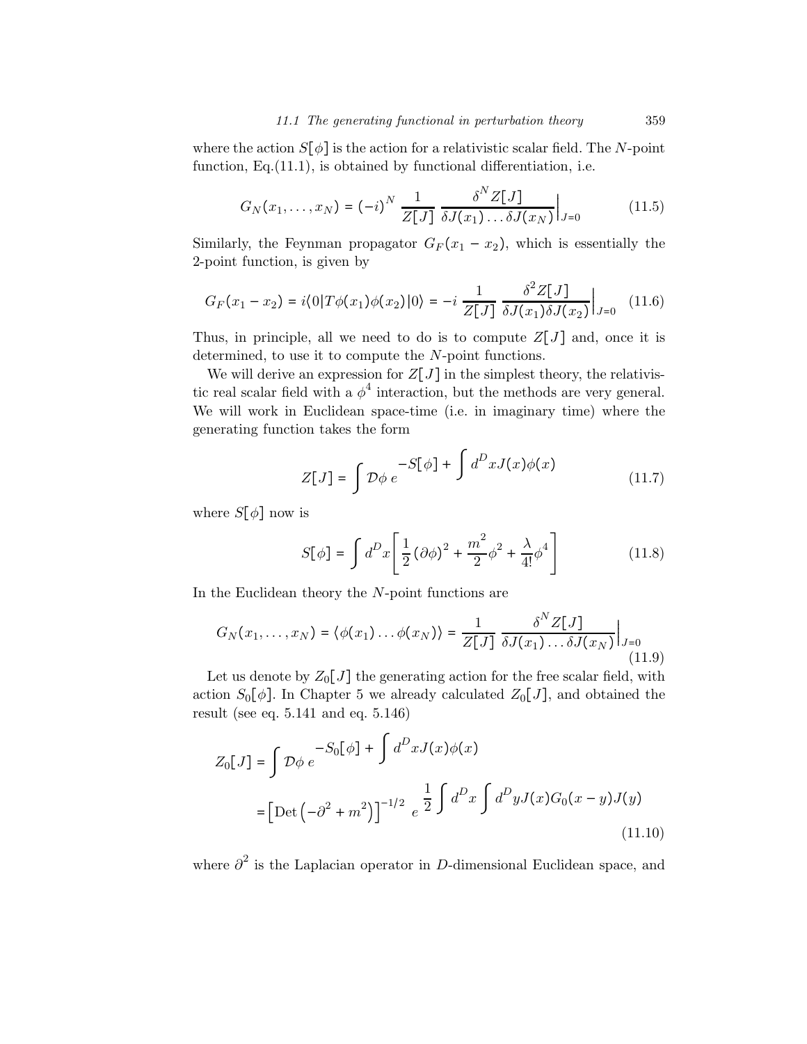where the action $S[\phi]$ is the action for a relativistic scalar field. The $N$-point function, Eq.(11.1), is obtained by functional differentiation, i.e.

$$G_N(x_1, \ldots, x_N) = (-i)^N \frac{1}{Z[J]} \frac{\delta^N Z[J]}{\delta J(x_1) \ldots \delta J(x_N)}\Big|_{J=0} \tag{11.5}$$

Similarly, the Feynman propagator $G_F(x_1 - x_2)$, which is essentially the 2-point function, is given by

$$G_F(x_1 - x_2) = i\langle 0|T\phi(x_1)\phi(x_2)|0\rangle = -i \frac{1}{Z[J]} \frac{\delta^2 Z[J]}{\delta J(x_1)\delta J(x_2)}\Big|_{J=0} \tag{11.6}$$

Thus, in principle, all we need to do is to compute $Z[J]$ and, once it is determined, to use it to compute the $N$-point functions.

We will derive an expression for $Z[J]$ in the simplest theory, the relativistic real scalar field with a $\phi^4$ interaction, but the methods are very general. We will work in Euclidean space-time (i.e. in imaginary time) where the generating function takes the form

$$Z[J] = \int \mathcal{D}\phi \, e^{-S[\phi] + \int d^D x J(x)\phi(x)} \tag{11.7}$$

where $S[\phi]$ now is

$$S[\phi] = \int d^D x \left[ \frac{1}{2}(\partial\phi)^2 + \frac{m^2}{2}\phi^2 + \frac{\lambda}{4!}\phi^4 \right] \tag{11.8}$$

In the Euclidean theory the $N$-point functions are

$$G_N(x_1, \ldots, x_N) = \langle \phi(x_1) \ldots \phi(x_N) \rangle = \frac{1}{Z[J]} \frac{\delta^N Z[J]}{\delta J(x_1) \ldots \delta J(x_N)}\Big|_{J=0} \tag{11.9}$$

Let us denote by $Z_0[J]$ the generating action for the free scalar field, with action $S_0[\phi]$. In Chapter 5 we already calculated $Z_0[J]$, and obtained the result (see eq. 5.141 and eq. 5.146)

$$\begin{aligned} Z_0[J] &= \int \mathcal{D}\phi \, e^{-S_0[\phi] + \int d^D x J(x)\phi(x)} \\ &= \left[\mathrm{Det}\left(-\partial^2 + m^2\right)\right]^{-1/2} \, e^{\frac{1}{2}\int d^D x \int d^D y J(x) G_0(x-y) J(y)} \end{aligned} \tag{11.10}$$

where $\partial^2$ is the Laplacian operator in $D$-dimensional Euclidean space, and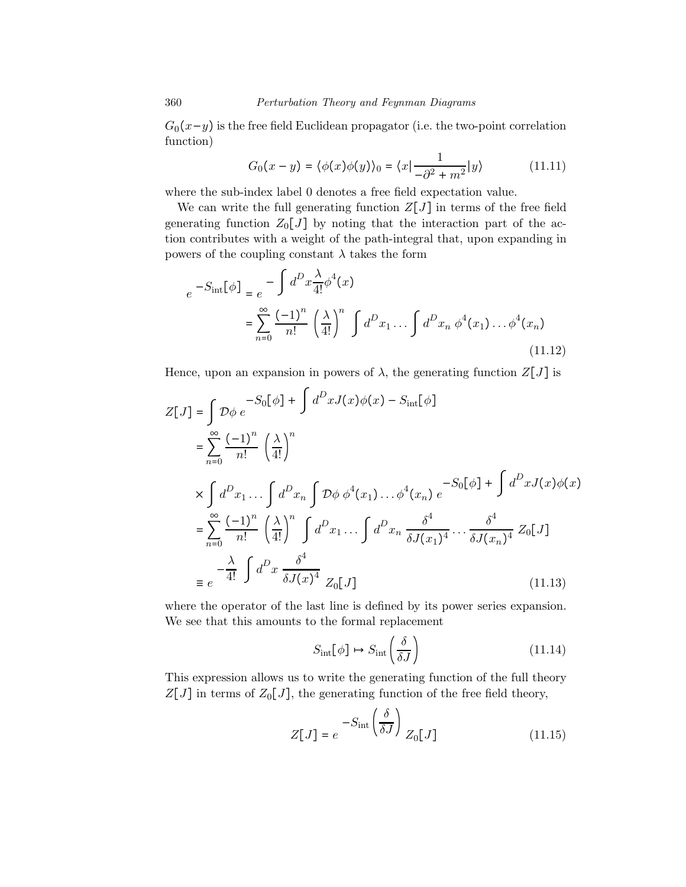$G_0(x-y)$ is the free field Euclidean propagator (i.e. the two-point correlation function)

$$G_0(x-y) = \langle \phi(x)\phi(y)\rangle_0 = \langle x| \frac{1}{-\partial^2 + m^2} |y\rangle \tag{11.11}$$

where the sub-index label 0 denotes a free field expectation value.

We can write the full generating function $Z[J]$ in terms of the free field generating function $Z_0[J]$ by noting that the interaction part of the action contributes with a weight of the path-integral that, upon expanding in powers of the coupling constant $\lambda$ takes the form

$$\begin{aligned} e^{-S_{\text{int}}[\phi]} &= e^{-\int d^Dx \frac{\lambda}{4!}\phi^4(x)} \\ &= \sum_{n=0}^{\infty} \frac{(-1)^n}{n!} \left(\frac{\lambda}{4!}\right)^n \int d^Dx_1 \ldots \int d^Dx_n \, \phi^4(x_1)\ldots\phi^4(x_n) \end{aligned} \tag{11.12}$$

Hence, upon an expansion in powers of $\lambda$, the generating function $Z[J]$ is

$$\begin{aligned} Z[J] &= \int \mathcal{D}\phi \, e^{-S_0[\phi] + \int d^Dx J(x)\phi(x) - S_{\text{int}}[\phi]} \\ &= \sum_{n=0}^{\infty} \frac{(-1)^n}{n!} \left(\frac{\lambda}{4!}\right)^n \\ &\times \int d^Dx_1 \ldots \int d^Dx_n \int \mathcal{D}\phi \, \phi^4(x_1)\ldots\phi^4(x_n) \, e^{-S_0[\phi] + \int d^Dx J(x)\phi(x)} \\ &= \sum_{n=0}^{\infty} \frac{(-1)^n}{n!} \left(\frac{\lambda}{4!}\right)^n \int d^Dx_1 \ldots \int d^Dx_n \frac{\delta^4}{\delta J(x_1)^4} \ldots \frac{\delta^4}{\delta J(x_n)^4} \, Z_0[J] \\ &\equiv e^{-\frac{\lambda}{4!} \int d^Dx \frac{\delta^4}{\delta J(x)^4}} \, Z_0[J] \end{aligned} \tag{11.13}$$

where the operator of the last line is defined by its power series expansion. We see that this amounts to the formal replacement

$$S_{\text{int}}[\phi] \mapsto S_{\text{int}}\left(\frac{\delta}{\delta J}\right) \tag{11.14}$$

This expression allows us to write the generating function of the full theory $Z[J]$ in terms of $Z_0[J]$, the generating function of the free field theory,

$$Z[J] = e^{-S_{\text{int}}\left(\frac{\delta}{\delta J}\right)} \, Z_0[J] \tag{11.15}$$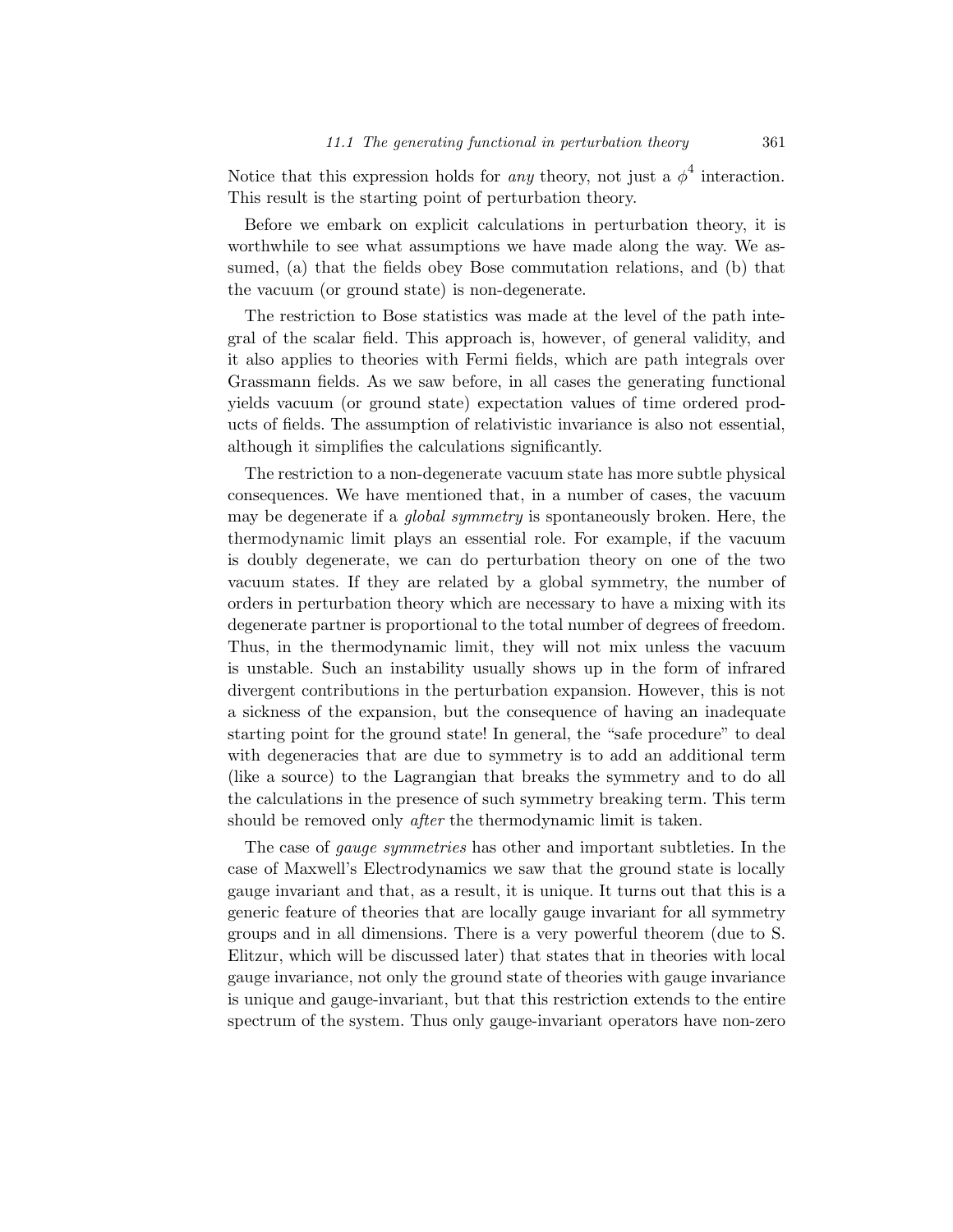Notice that this expression holds for *any* theory, not just a $\phi^4$ interaction. This result is the starting point of perturbation theory.

Before we embark on explicit calculations in perturbation theory, it is worthwhile to see what assumptions we have made along the way. We assumed, (a) that the fields obey Bose commutation relations, and (b) that the vacuum (or ground state) is non-degenerate.

The restriction to Bose statistics was made at the level of the path integral of the scalar field. This approach is, however, of general validity, and it also applies to theories with Fermi fields, which are path integrals over Grassmann fields. As we saw before, in all cases the generating functional yields vacuum (or ground state) expectation values of time ordered products of fields. The assumption of relativistic invariance is also not essential, although it simplifies the calculations significantly.

The restriction to a non-degenerate vacuum state has more subtle physical consequences. We have mentioned that, in a number of cases, the vacuum may be degenerate if a *global symmetry* is spontaneously broken. Here, the thermodynamic limit plays an essential role. For example, if the vacuum is doubly degenerate, we can do perturbation theory on one of the two vacuum states. If they are related by a global symmetry, the number of orders in perturbation theory which are necessary to have a mixing with its degenerate partner is proportional to the total number of degrees of freedom. Thus, in the thermodynamic limit, they will not mix unless the vacuum is unstable. Such an instability usually shows up in the form of infrared divergent contributions in the perturbation expansion. However, this is not a sickness of the expansion, but the consequence of having an inadequate starting point for the ground state! In general, the "safe procedure" to deal with degeneracies that are due to symmetry is to add an additional term (like a source) to the Lagrangian that breaks the symmetry and to do all the calculations in the presence of such symmetry breaking term. This term should be removed only *after* the thermodynamic limit is taken.

The case of *gauge symmetries* has other and important subtleties. In the case of Maxwell's Electrodynamics we saw that the ground state is locally gauge invariant and that, as a result, it is unique. It turns out that this is a generic feature of theories that are locally gauge invariant for all symmetry groups and in all dimensions. There is a very powerful theorem (due to S. Elitzur, which will be discussed later) that states that in theories with local gauge invariance, not only the ground state of theories with gauge invariance is unique and gauge-invariant, but that this restriction extends to the entire spectrum of the system. Thus only gauge-invariant operators have non-zero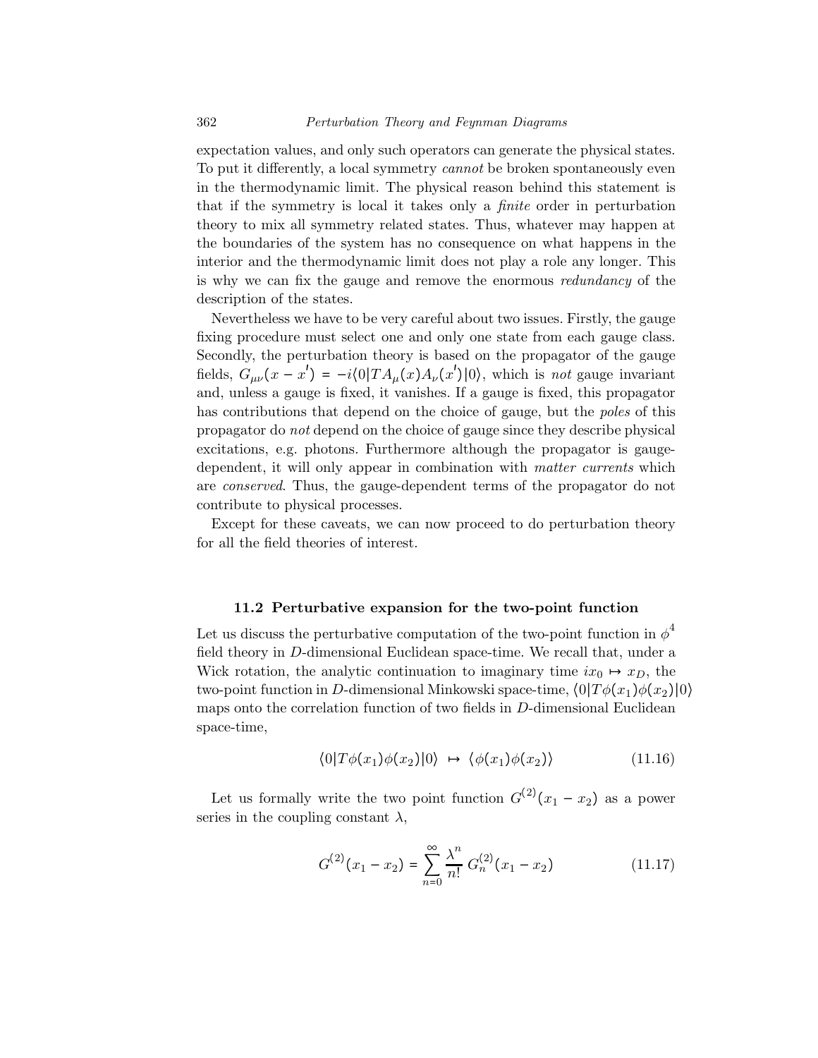expectation values, and only such operators can generate the physical states. To put it differently, a local symmetry *cannot* be broken spontaneously even in the thermodynamic limit. The physical reason behind this statement is that if the symmetry is local it takes only a *finite* order in perturbation theory to mix all symmetry related states. Thus, whatever may happen at the boundaries of the system has no consequence on what happens in the interior and the thermodynamic limit does not play a role any longer. This is why we can fix the gauge and remove the enormous *redundancy* of the description of the states.

Nevertheless we have to be very careful about two issues. Firstly, the gauge fixing procedure must select one and only one state from each gauge class. Secondly, the perturbation theory is based on the propagator of the gauge fields, $G_{\mu\nu}(x - x') = -i\langle 0|TA_\mu(x)A_\nu(x')|0\rangle$, which is *not* gauge invariant and, unless a gauge is fixed, it vanishes. If a gauge is fixed, this propagator has contributions that depend on the choice of gauge, but the *poles* of this propagator do *not* depend on the choice of gauge since they describe physical excitations, e.g. photons. Furthermore although the propagator is gauge-dependent, it will only appear in combination with *matter currents* which are *conserved*. Thus, the gauge-dependent terms of the propagator do not contribute to physical processes.

Except for these caveats, we can now proceed to do perturbation theory for all the field theories of interest.

## 11.2 Perturbative expansion for the two-point function

Let us discuss the perturbative computation of the two-point function in $\phi^4$ field theory in $D$-dimensional Euclidean space-time. We recall that, under a Wick rotation, the analytic continuation to imaginary time $ix_0 \mapsto x_D$, the two-point function in $D$-dimensional Minkowski space-time, $\langle 0|T\phi(x_1)\phi(x_2)|0\rangle$ maps onto the correlation function of two fields in $D$-dimensional Euclidean space-time,

$$\langle 0|T\phi(x_1)\phi(x_2)|0\rangle \;\mapsto\; \langle \phi(x_1)\phi(x_2)\rangle \tag{11.16}$$

Let us formally write the two point function $G^{(2)}(x_1 - x_2)$ as a power series in the coupling constant $\lambda$,

$$G^{(2)}(x_1 - x_2) = \sum_{n=0}^{\infty} \frac{\lambda^n}{n!}\, G_n^{(2)}(x_1 - x_2) \tag{11.17}$$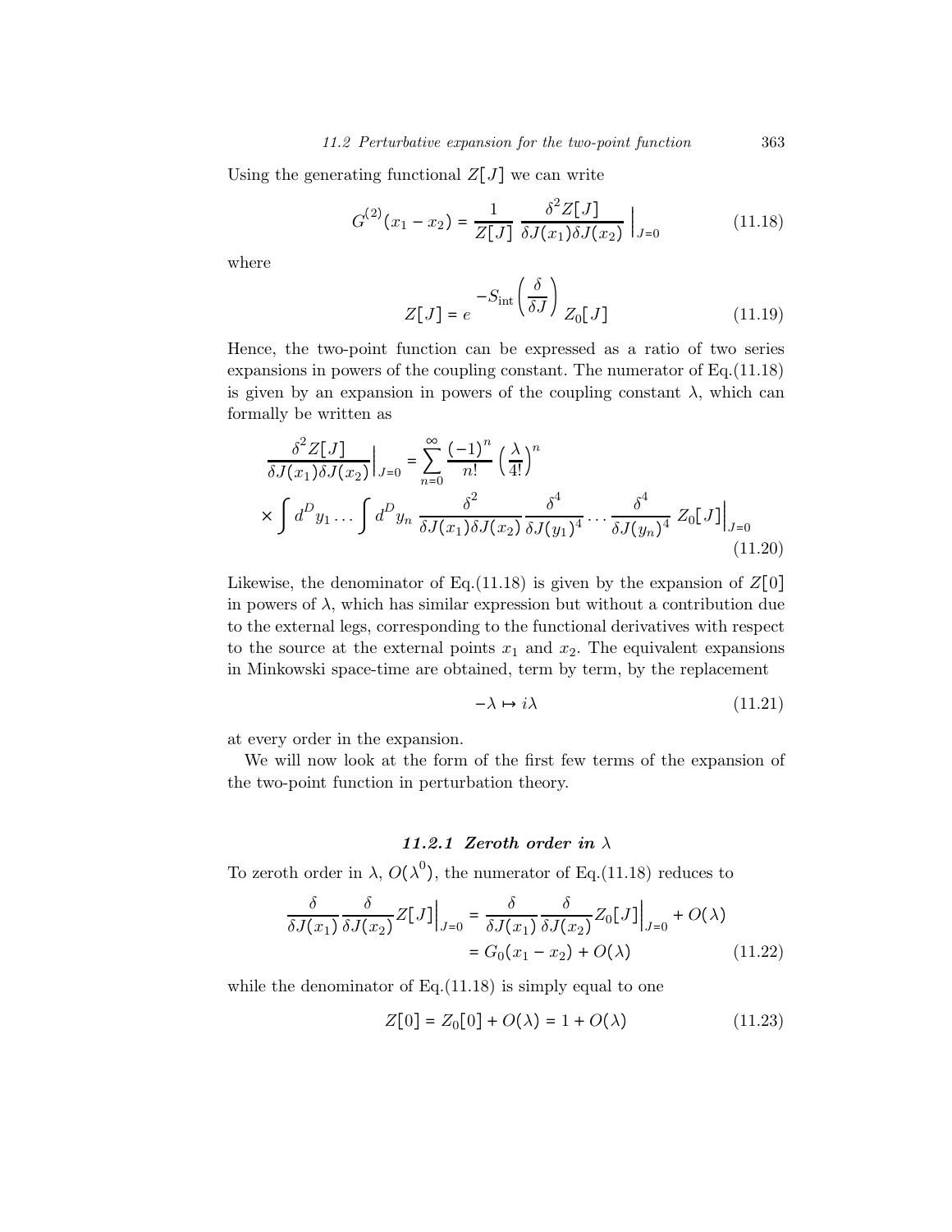Using the generating functional $Z[J]$ we can write

$$G^{(2)}(x_1 - x_2) = \frac{1}{Z[J]} \frac{\delta^2 Z[J]}{\delta J(x_1)\delta J(x_2)} \Big|_{J=0} \tag{11.18}$$

where

$$Z[J] = e^{-S_{\text{int}}\left(\frac{\delta}{\delta J}\right)} Z_0[J] \tag{11.19}$$

Hence, the two-point function can be expressed as a ratio of two series expansions in powers of the coupling constant. The numerator of Eq.(11.18) is given by an expansion in powers of the coupling constant $\lambda$, which can formally be written as

$$\begin{aligned}\frac{\delta^2 Z[J]}{\delta J(x_1)\delta J(x_2)}\Big|_{J=0} &= \sum_{n=0}^{\infty} \frac{(-1)^n}{n!} \left(\frac{\lambda}{4!}\right)^n \\ \times \int d^D y_1 \ldots \int d^D y_n & \frac{\delta^2}{\delta J(x_1)\delta J(x_2)} \frac{\delta^4}{\delta J(y_1)^4} \cdots \frac{\delta^4}{\delta J(y_n)^4} Z_0[J]\Big|_{J=0}\end{aligned} \tag{11.20}$$

Likewise, the denominator of Eq.(11.18) is given by the expansion of $Z[0]$ in powers of $\lambda$, which has similar expression but without a contribution due to the external legs, corresponding to the functional derivatives with respect to the source at the external points $x_1$ and $x_2$. The equivalent expansions in Minkowski space-time are obtained, term by term, by the replacement

$$-\lambda \mapsto i\lambda \tag{11.21}$$

at every order in the expansion.

We will now look at the form of the first few terms of the expansion of the two-point function in perturbation theory.

### *11.2.1 Zeroth order in $\lambda$*

To zeroth order in $\lambda$, $O(\lambda^0)$, the numerator of Eq.(11.18) reduces to

$$\begin{aligned}\frac{\delta}{\delta J(x_1)} \frac{\delta}{\delta J(x_2)} Z[J]\Big|_{J=0} &= \frac{\delta}{\delta J(x_1)} \frac{\delta}{\delta J(x_2)} Z_0[J]\Big|_{J=0} + O(\lambda) \\ &= G_0(x_1 - x_2) + O(\lambda)\end{aligned} \tag{11.22}$$

while the denominator of Eq.(11.18) is simply equal to one

$$Z[0] = Z_0[0] + O(\lambda) = 1 + O(\lambda) \tag{11.23}$$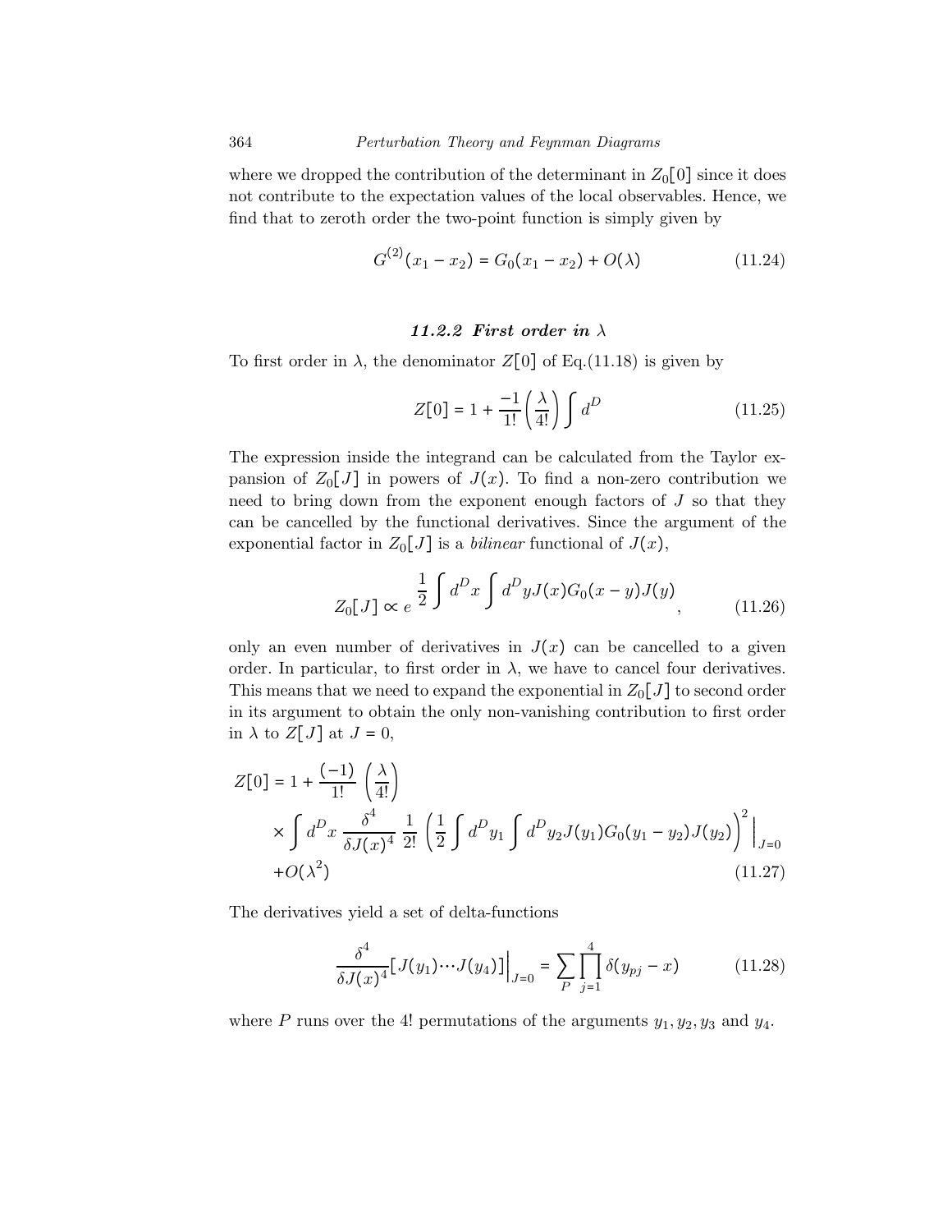where we dropped the contribution of the determinant in $Z_0[0]$ since it does not contribute to the expectation values of the local observables. Hence, we find that to zeroth order the two-point function is simply given by

$$G^{(2)}(x_1 - x_2) = G_0(x_1 - x_2) + O(\lambda) \tag{11.24}$$

### *11.2.2 First order in $\lambda$*

To first order in $\lambda$, the denominator $Z[0]$ of Eq.(11.18) is given by

$$Z[0] = 1 + \frac{-1}{1!}\left(\frac{\lambda}{4!}\right)\int d^D \tag{11.25}$$

The expression inside the integrand can be calculated from the Taylor expansion of $Z_0[J]$ in powers of $J(x)$. To find a non-zero contribution we need to bring down from the exponent enough factors of $J$ so that they can be cancelled by the functional derivatives. Since the argument of the exponential factor in $Z_0[J]$ is a *bilinear* functional of $J(x)$,

$$Z_0[J] \propto e^{\dfrac{1}{2}\displaystyle\int d^D x \int d^D y J(x) G_0(x-y) J(y)}, \tag{11.26}$$

only an even number of derivatives in $J(x)$ can be cancelled to a given order. In particular, to first order in $\lambda$, we have to cancel four derivatives. This means that we need to expand the exponential in $Z_0[J]$ to second order in its argument to obtain the only non-vanishing contribution to first order in $\lambda$ to $Z[J]$ at $J = 0$,

$$\begin{aligned}
Z[0] = 1 &+ \frac{(-1)}{1!}\left(\frac{\lambda}{4!}\right) \\
&\times \int d^D x \frac{\delta^4}{\delta J(x)^4} \frac{1}{2!}\left(\frac{1}{2}\int d^D y_1 \int d^D y_2 J(y_1) G_0(y_1 - y_2) J(y_2)\right)^2 \Bigg|_{J=0} \\
&+ O(\lambda^2)
\end{aligned} \tag{11.27}$$

The derivatives yield a set of delta-functions

$$\frac{\delta^4}{\delta J(x)^4}[J(y_1) \cdots J(y_4)]\Big|_{J=0} = \sum_P \prod_{j=1}^{4} \delta(y_{pj} - x) \tag{11.28}$$

where $P$ runs over the 4! permutations of the arguments $y_1, y_2, y_3$ and $y_4$.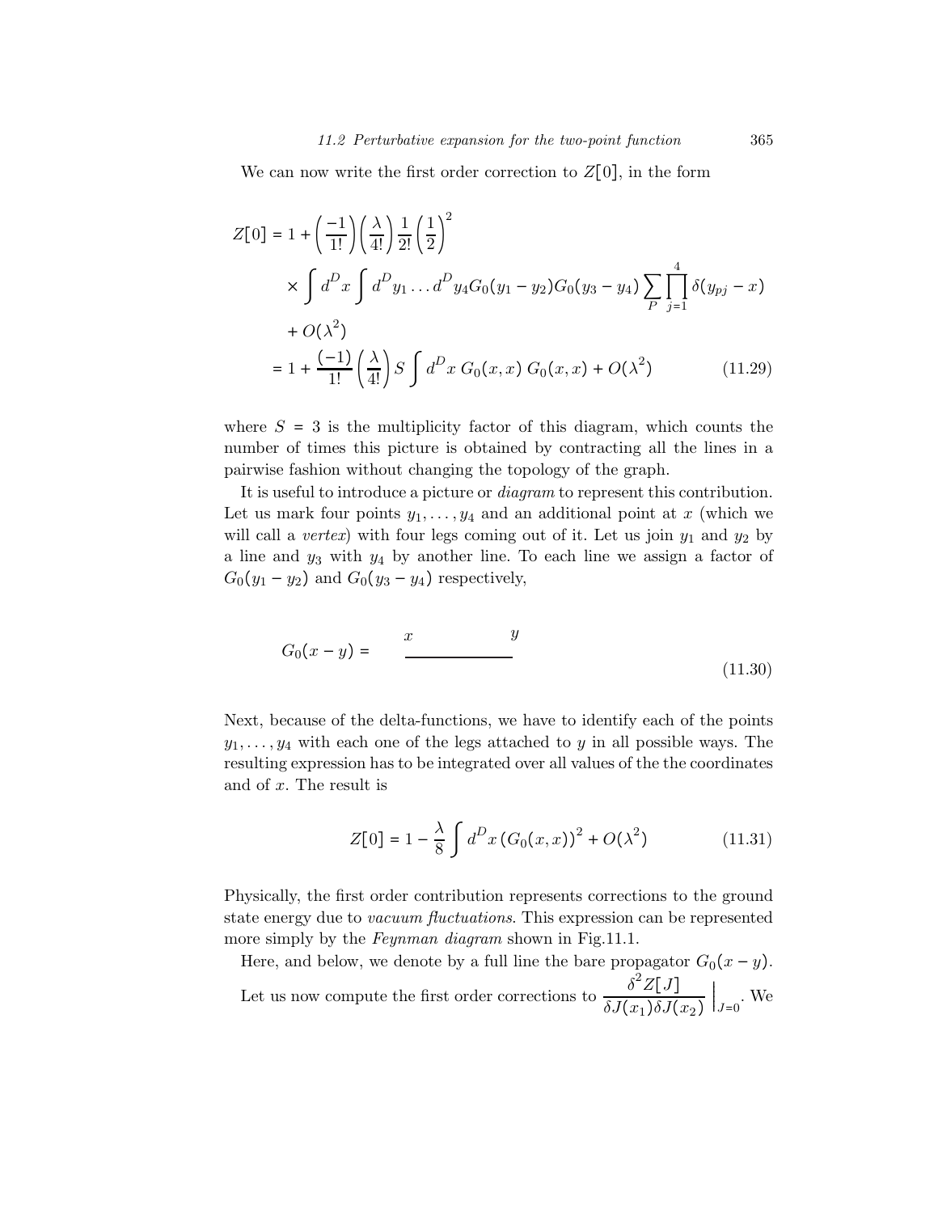We can now write the first order correction to $Z[0]$, in the form

$$
\begin{aligned}
Z[0] &= 1 + \left(\frac{-1}{1!}\right)\left(\frac{\lambda}{4!}\right)\frac{1}{2!}\left(\frac{1}{2}\right)^2 \\
&\quad \times \int d^D x \int d^D y_1 \dots d^D y_4 G_0(y_1 - y_2) G_0(y_3 - y_4) \sum_P \prod_{j=1}^{4} \delta(y_{pj} - x) \\
&\quad + O(\lambda^2) \\
&= 1 + \frac{(-1)}{1!}\left(\frac{\lambda}{4!}\right) S \int d^D x \, G_0(x,x) \, G_0(x,x) + O(\lambda^2) \qquad (11.29)
\end{aligned}
$$

where $S = 3$ is the multiplicity factor of this diagram, which counts the number of times this picture is obtained by contracting all the lines in a pairwise fashion without changing the topology of the graph.

It is useful to introduce a picture or *diagram* to represent this contribution. Let us mark four points $y_1, \dots, y_4$ and an additional point at $x$ (which we will call a *vertex*) with four legs coming out of it. Let us join $y_1$ and $y_2$ by a line and $y_3$ with $y_4$ by another line. To each line we assign a factor of $G_0(y_1 - y_2)$ and $G_0(y_3 - y_4)$ respectively,

$$
G_0(x - y) = \quad \overset{x \qquad\qquad\qquad y}{\overline{\qquad\qquad\qquad\qquad}} \qquad (11.30)
$$

Next, because of the delta-functions, we have to identify each of the points $y_1, \dots, y_4$ with each one of the legs attached to $y$ in all possible ways. The resulting expression has to be integrated over all values of the the coordinates and of $x$. The result is

$$
Z[0] = 1 - \frac{\lambda}{8} \int d^D x \, (G_0(x,x))^2 + O(\lambda^2) \qquad (11.31)
$$

Physically, the first order contribution represents corrections to the ground state energy due to *vacuum fluctuations*. This expression can be represented more simply by the *Feynman diagram* shown in Fig.11.1.

Here, and below, we denote by a full line the bare propagator $G_0(x - y)$.

Let us now compute the first order corrections to $\left.\dfrac{\delta^2 Z[J]}{\delta J(x_1) \delta J(x_2)}\right|_{J=0}$. We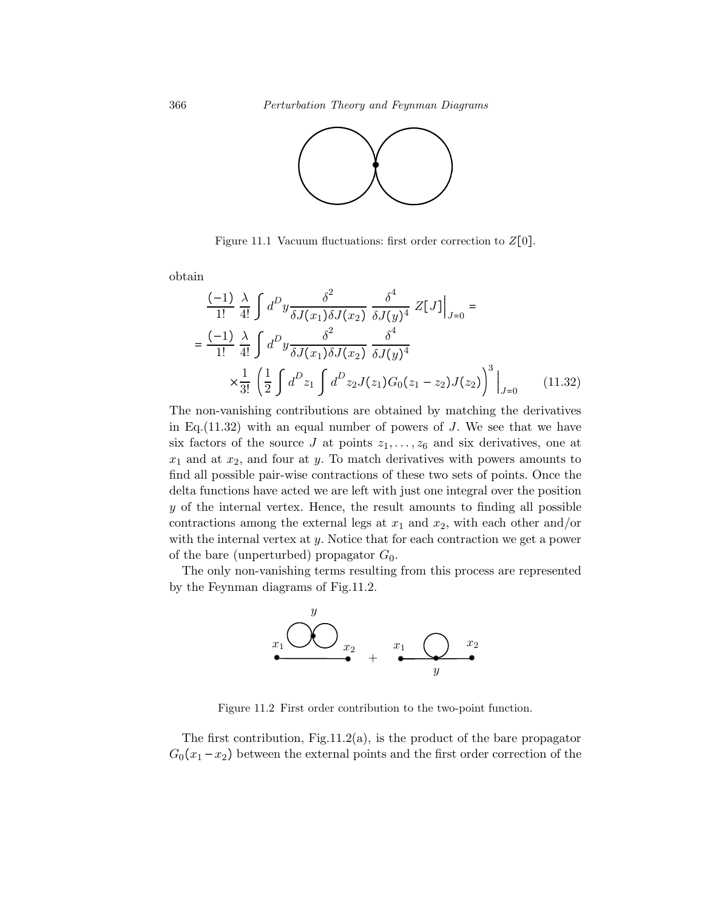Figure 11.1 Vacuum fluctuations: first order correction to $Z[0]$.

obtain

$$
\begin{aligned}
&\frac{(-1)}{1!}\ \frac{\lambda}{4!}\int d^D y \frac{\delta^2}{\delta J(x_1)\delta J(x_2)}\ \frac{\delta^4}{\delta J(y)^4}\ Z[J]\Big|_{J=0} = \\
&= \frac{(-1)}{1!}\ \frac{\lambda}{4!}\int d^D y \frac{\delta^2}{\delta J(x_1)\delta J(x_2)}\ \frac{\delta^4}{\delta J(y)^4} \\
&\qquad \times \frac{1}{3!}\left(\frac{1}{2}\int d^D z_1 \int d^D z_2 J(z_1) G_0(z_1 - z_2) J(z_2)\right)^3 \Big|_{J=0}
\end{aligned}
\tag{11.32}
$$

The non-vanishing contributions are obtained by matching the derivatives in Eq.(11.32) with an equal number of powers of $J$. We see that we have six factors of the source $J$ at points $z_1, \ldots, z_6$ and six derivatives, one at $x_1$ and at $x_2$, and four at $y$. To match derivatives with powers amounts to find all possible pair-wise contractions of these two sets of points. Once the delta functions have acted we are left with just one integral over the position $y$ of the internal vertex. Hence, the result amounts to finding all possible contractions among the external legs at $x_1$ and $x_2$, with each other and/or with the internal vertex at $y$. Notice that for each contraction we get a power of the bare (unperturbed) propagator $G_0$.

The only non-vanishing terms resulting from this process are represented by the Feynman diagrams of Fig.11.2.

Figure 11.2 First order contribution to the two-point function.

The first contribution, Fig.11.2(a), is the product of the bare propagator $G_0(x_1 - x_2)$ between the external points and the first order correction of the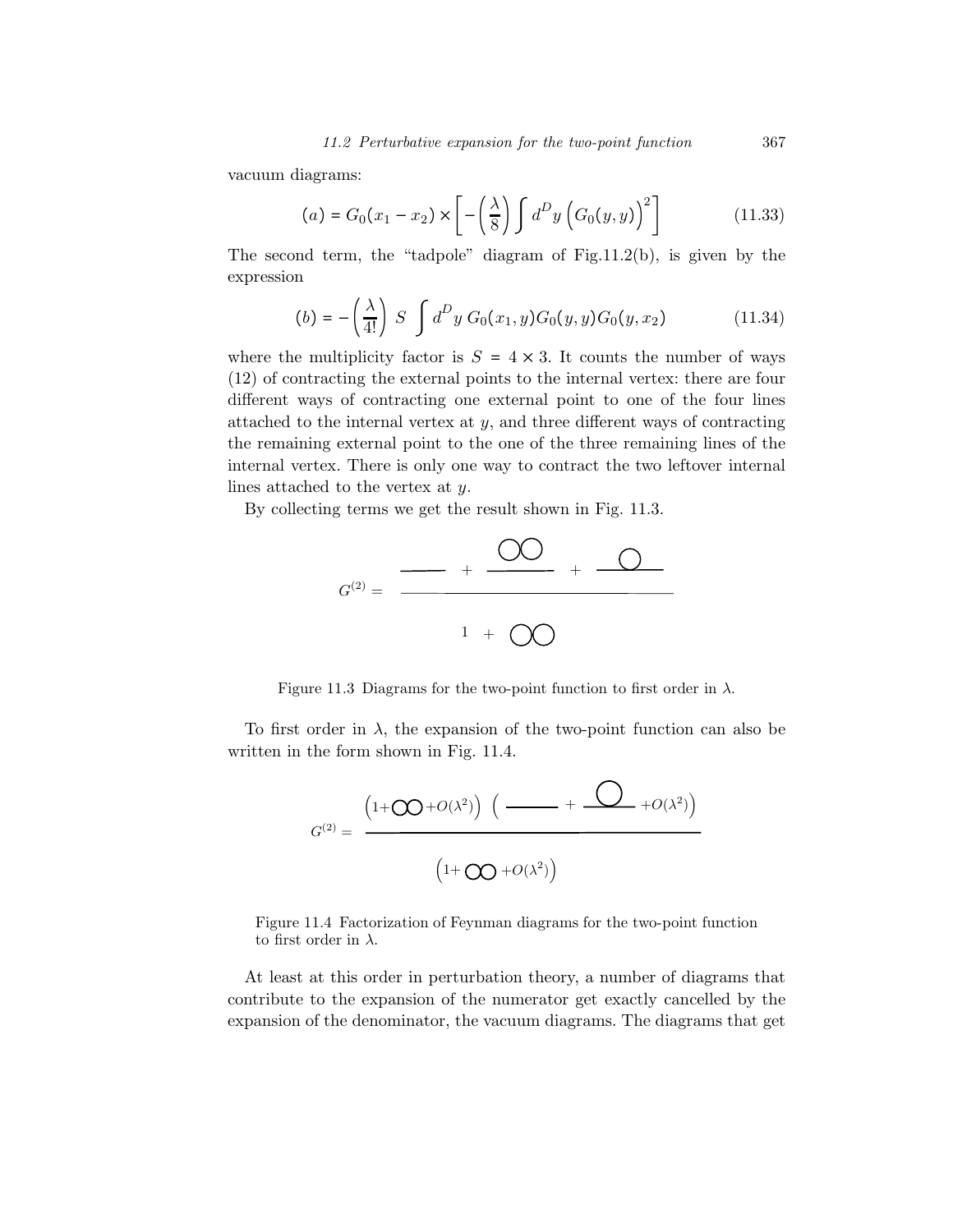vacuum diagrams:

$$(a) = G_0(x_1 - x_2) \times \left[ -\left(\frac{\lambda}{8}\right) \int d^D y \left(G_0(y,y)\right)^2 \right] \tag{11.33}$$

The second term, the "tadpole" diagram of Fig.11.2(b), is given by the expression

$$(b) = -\left(\frac{\lambda}{4!}\right) S \int d^D y \; G_0(x_1, y) G_0(y,y) G_0(y, x_2) \tag{11.34}$$

where the multiplicity factor is $S = 4 \times 3$. It counts the number of ways (12) of contracting the external points to the internal vertex: there are four different ways of contracting one external point to one of the four lines attached to the internal vertex at $y$, and three different ways of contracting the remaining external point to the one of the three remaining lines of the internal vertex. There is only one way to contract the two leftover internal lines attached to the vertex at $y$.

By collecting terms we get the result shown in Fig. 11.3.

Figure 11.3 Diagrams for the two-point function to first order in $\lambda$.

To first order in $\lambda$, the expansion of the two-point function can also be written in the form shown in Fig. 11.4.

Figure 11.4 Factorization of Feynman diagrams for the two-point function to first order in $\lambda$.

At least at this order in perturbation theory, a number of diagrams that contribute to the expansion of the numerator get exactly cancelled by the expansion of the denominator, the vacuum diagrams. The diagrams that get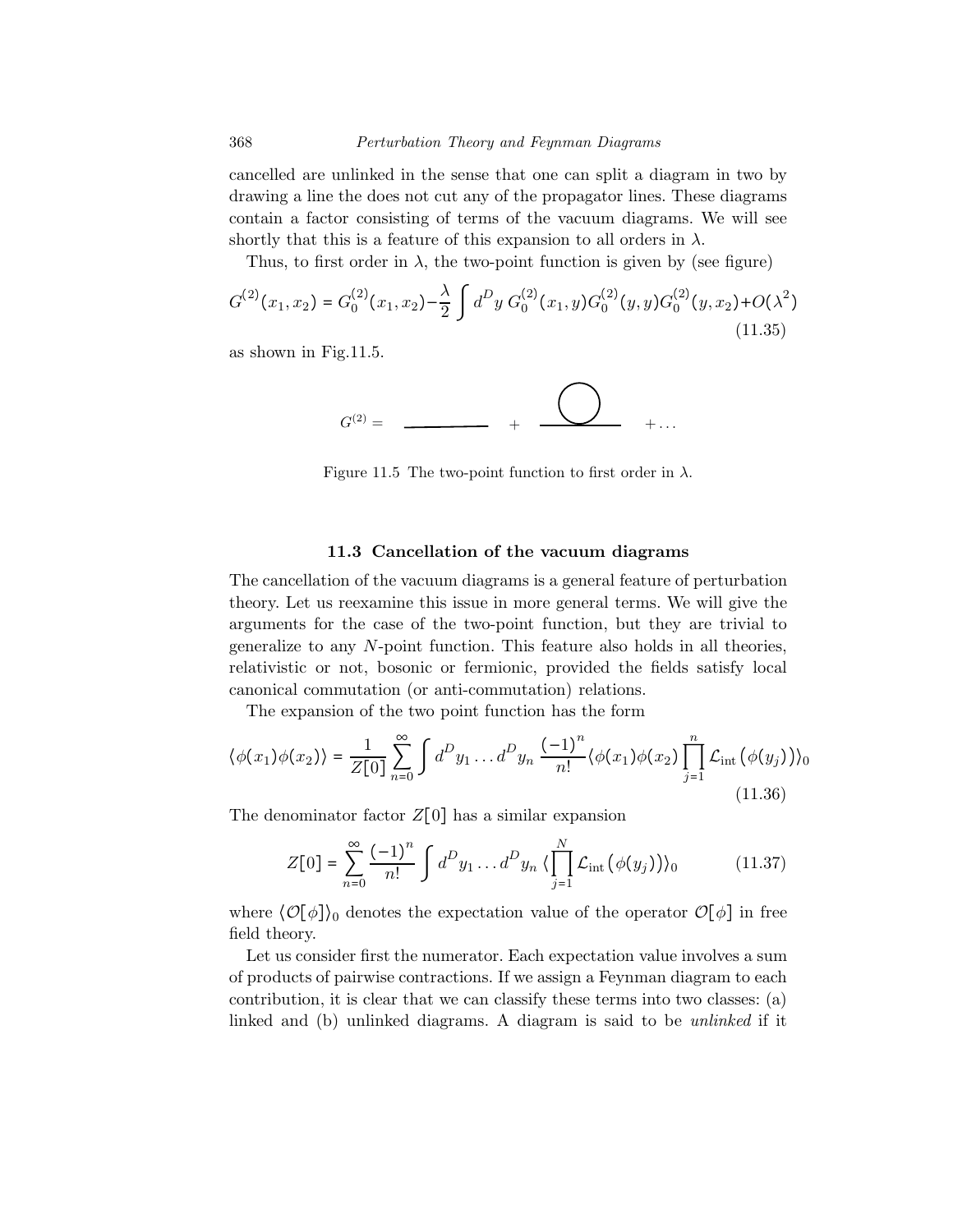cancelled are unlinked in the sense that one can split a diagram in two by drawing a line the does not cut any of the propagator lines. These diagrams contain a factor consisting of terms of the vacuum diagrams. We will see shortly that this is a feature of this expansion to all orders in $\lambda$.

Thus, to first order in $\lambda$, the two-point function is given by (see figure)

$$G^{(2)}(x_1, x_2) = G_0^{(2)}(x_1, x_2) - \frac{\lambda}{2} \int d^D y \, G_0^{(2)}(x_1, y) G_0^{(2)}(y, y) G_0^{(2)}(y, x_2) + O(\lambda^2) \tag{11.35}$$

as shown in Fig.11.5.

$G^{(2)} =$ ——— + ——○——  $+ \ldots$

Figure 11.5 The two-point function to first order in $\lambda$.

## 11.3 Cancellation of the vacuum diagrams

The cancellation of the vacuum diagrams is a general feature of perturbation theory. Let us reexamine this issue in more general terms. We will give the arguments for the case of the two-point function, but they are trivial to generalize to any $N$-point function. This feature also holds in all theories, relativistic or not, bosonic or fermionic, provided the fields satisfy local canonical commutation (or anti-commutation) relations.

The expansion of the two point function has the form

$$\langle \phi(x_1) \phi(x_2) \rangle = \frac{1}{Z[0]} \sum_{n=0}^{\infty} \int d^D y_1 \ldots d^D y_n \, \frac{(-1)^n}{n!} \langle \phi(x_1) \phi(x_2) \prod_{j=1}^{n} \mathcal{L}_{\text{int}}\big(\phi(y_j)\big) \rangle_0 \tag{11.36}$$

The denominator factor $Z[0]$ has a similar expansion

$$Z[0] = \sum_{n=0}^{\infty} \frac{(-1)^n}{n!} \int d^D y_1 \ldots d^D y_n \, \langle \prod_{j=1}^{N} \mathcal{L}_{\text{int}}\big(\phi(y_j)\big) \rangle_0 \tag{11.37}$$

where $\langle \mathcal{O}[\phi] \rangle_0$ denotes the expectation value of the operator $\mathcal{O}[\phi]$ in free field theory.

Let us consider first the numerator. Each expectation value involves a sum of products of pairwise contractions. If we assign a Feynman diagram to each contribution, it is clear that we can classify these terms into two classes: (a) linked and (b) unlinked diagrams. A diagram is said to be *unlinked* if it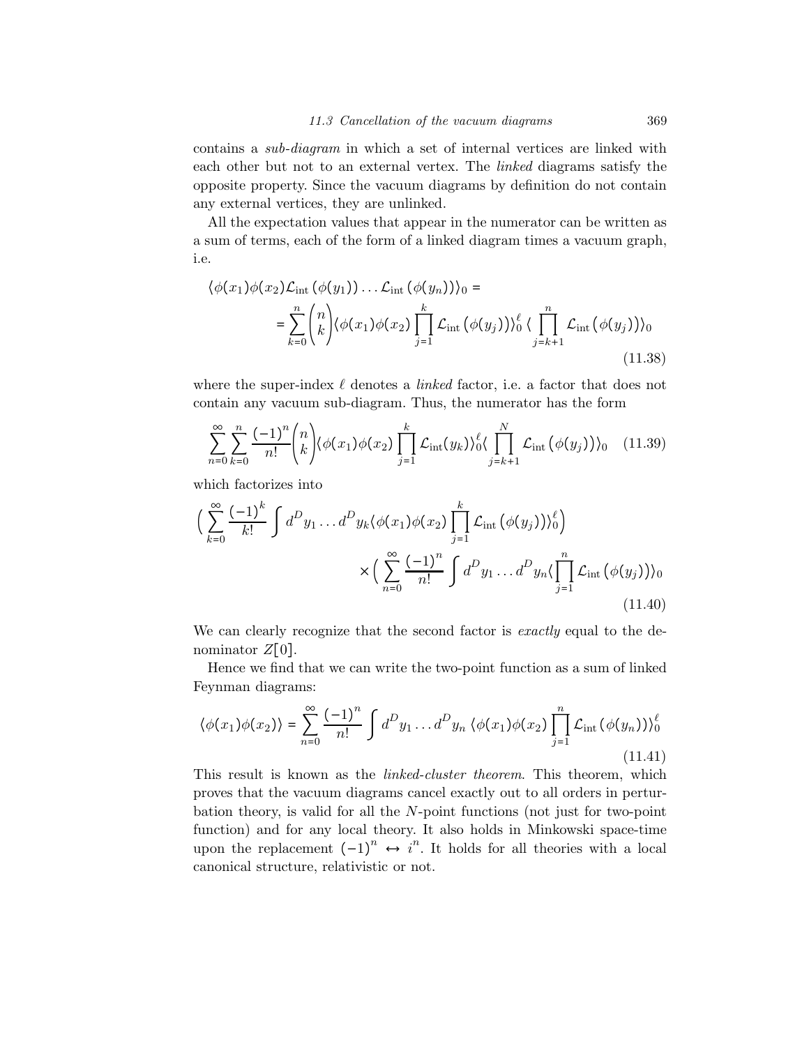contains a *sub-diagram* in which a set of internal vertices are linked with each other but not to an external vertex. The *linked* diagrams satisfy the opposite property. Since the vacuum diagrams by definition do not contain any external vertices, they are unlinked.

All the expectation values that appear in the numerator can be written as a sum of terms, each of the form of a linked diagram times a vacuum graph, i.e.

$$
\begin{aligned}
&\langle \phi(x_1)\phi(x_2)\mathcal{L}_{\text{int}}\left(\phi(y_1)\right)\ldots\mathcal{L}_{\text{int}}\left(\phi(y_n)\right)\rangle_0 = \\
&\qquad = \sum_{k=0}^{n}\binom{n}{k}\langle \phi(x_1)\phi(x_2)\prod_{j=1}^{k}\mathcal{L}_{\text{int}}\left(\phi(y_j)\right)\rangle_0^{\ell}\,\langle\prod_{j=k+1}^{n}\mathcal{L}_{\text{int}}\left(\phi(y_j)\right)\rangle_0
\end{aligned}
\tag{11.38}
$$

where the super-index $\ell$ denotes a *linked* factor, i.e. a factor that does not contain any vacuum sub-diagram. Thus, the numerator has the form

$$
\sum_{n=0}^{\infty}\sum_{k=0}^{n}\frac{(-1)^n}{n!}\binom{n}{k}\langle \phi(x_1)\phi(x_2)\prod_{j=1}^{k}\mathcal{L}_{\text{int}}(y_k)\rangle_0^{\ell}\langle\prod_{j=k+1}^{N}\mathcal{L}_{\text{int}}\left(\phi(y_j)\right)\rangle_0 \tag{11.39}
$$

which factorizes into

$$
\begin{aligned}
&\Big(\sum_{k=0}^{\infty}\frac{(-1)^k}{k!}\int d^Dy_1\ldots d^Dy_k\langle\phi(x_1)\phi(x_2)\prod_{j=1}^{k}\mathcal{L}_{\text{int}}\left(\phi(y_j)\right)\rangle_0^{\ell}\Big) \\
&\qquad\qquad\times\Big(\sum_{n=0}^{\infty}\frac{(-1)^n}{n!}\int d^Dy_1\ldots d^Dy_n\langle\prod_{j=1}^{n}\mathcal{L}_{\text{int}}\left(\phi(y_j)\right)\rangle_0
\end{aligned}
\tag{11.40}
$$

We can clearly recognize that the second factor is *exactly* equal to the denominator $Z[0]$.

Hence we find that we can write the two-point function as a sum of linked Feynman diagrams:

$$
\langle\phi(x_1)\phi(x_2)\rangle = \sum_{n=0}^{\infty}\frac{(-1)^n}{n!}\int d^Dy_1\ldots d^Dy_n\,\langle\phi(x_1)\phi(x_2)\prod_{j=1}^{n}\mathcal{L}_{\text{int}}\left(\phi(y_n)\right)\rangle_0^{\ell} \tag{11.41}
$$

This result is known as the *linked-cluster theorem*. This theorem, which proves that the vacuum diagrams cancel exactly out to all orders in perturbation theory, is valid for all the $N$-point functions (not just for two-point function) and for any local theory. It also holds in Minkowski space-time upon the replacement $(-1)^n \leftrightarrow i^n$. It holds for all theories with a local canonical structure, relativistic or not.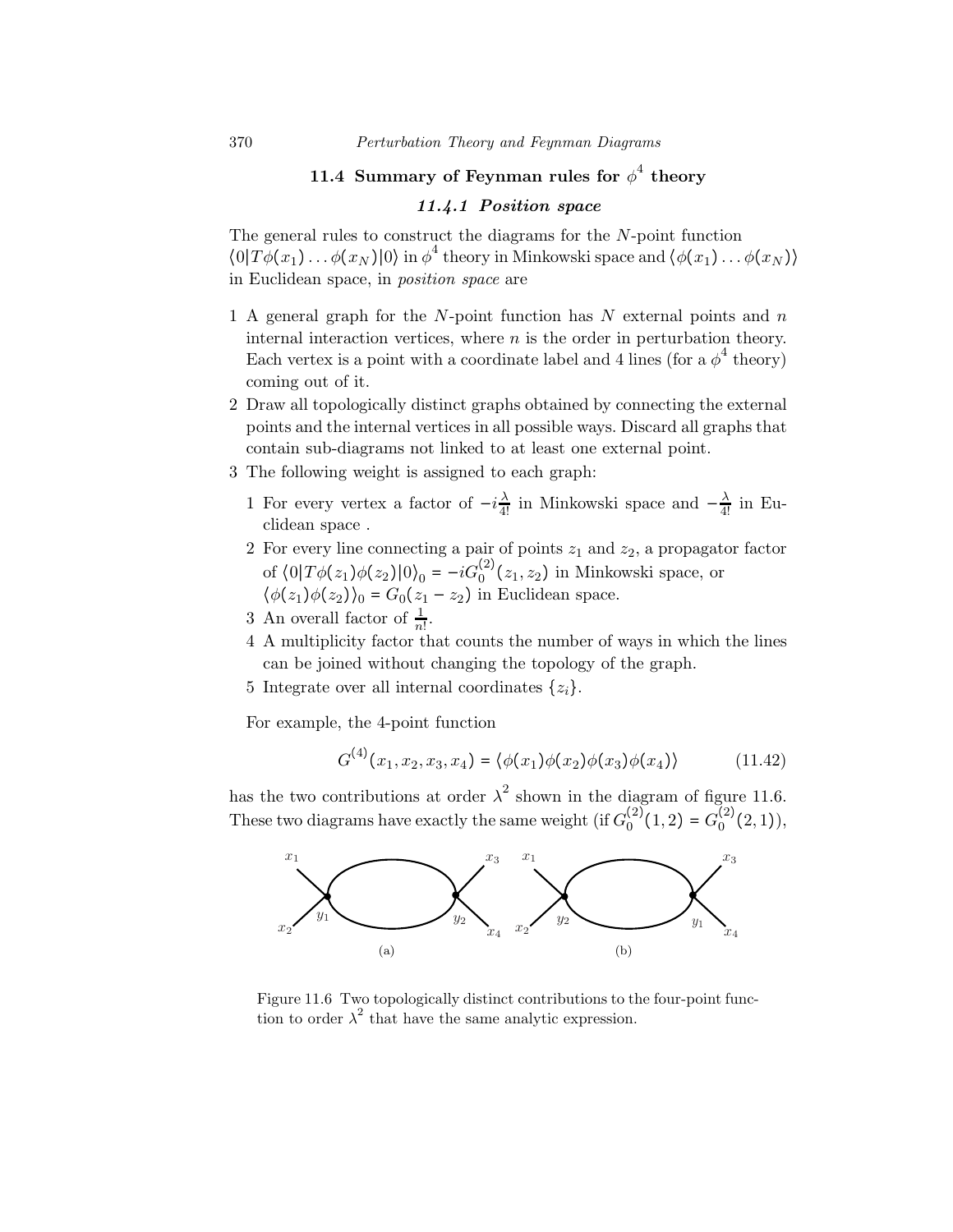## 11.4 Summary of Feynman rules for $\phi^4$ theory

### *11.4.1 Position space*

The general rules to construct the diagrams for the $N$-point function $\langle 0|T\phi(x_1)\dots\phi(x_N)|0\rangle$ in $\phi^4$ theory in Minkowski space and $\langle\phi(x_1)\dots\phi(x_N)\rangle$ in Euclidean space, in *position space* are

1. A general graph for the $N$-point function has $N$ external points and $n$ internal interaction vertices, where $n$ is the order in perturbation theory. Each vertex is a point with a coordinate label and 4 lines (for a $\phi^4$ theory) coming out of it.
2. Draw all topologically distinct graphs obtained by connecting the external points and the internal vertices in all possible ways. Discard all graphs that contain sub-diagrams not linked to at least one external point.
3. The following weight is assigned to each graph:
   1. For every vertex a factor of $-i\frac{\lambda}{4!}$ in Minkowski space and $-\frac{\lambda}{4!}$ in Euclidean space .
   2. For every line connecting a pair of points $z_1$ and $z_2$, a propagator factor of $\langle 0|T\phi(z_1)\phi(z_2)|0\rangle_0 = -iG_0^{(2)}(z_1, z_2)$ in Minkowski space, or $\langle\phi(z_1)\phi(z_2)\rangle_0 = G_0(z_1 - z_2)$ in Euclidean space.
   3. An overall factor of $\frac{1}{n!}$.
   4. A multiplicity factor that counts the number of ways in which the lines can be joined without changing the topology of the graph.
   5. Integrate over all internal coordinates $\{z_i\}$.

For example, the 4-point function

$$G^{(4)}(x_1, x_2, x_3, x_4) = \langle\phi(x_1)\phi(x_2)\phi(x_3)\phi(x_4)\rangle \tag{11.42}$$

has the two contributions at order $\lambda^2$ shown in the diagram of figure 11.6. These two diagrams have exactly the same weight (if $G_0^{(2)}(1,2) = G_0^{(2)}(2,1)$),

Figure 11.6 Two topologically distinct contributions to the four-point function to order $\lambda^2$ that have the same analytic expression.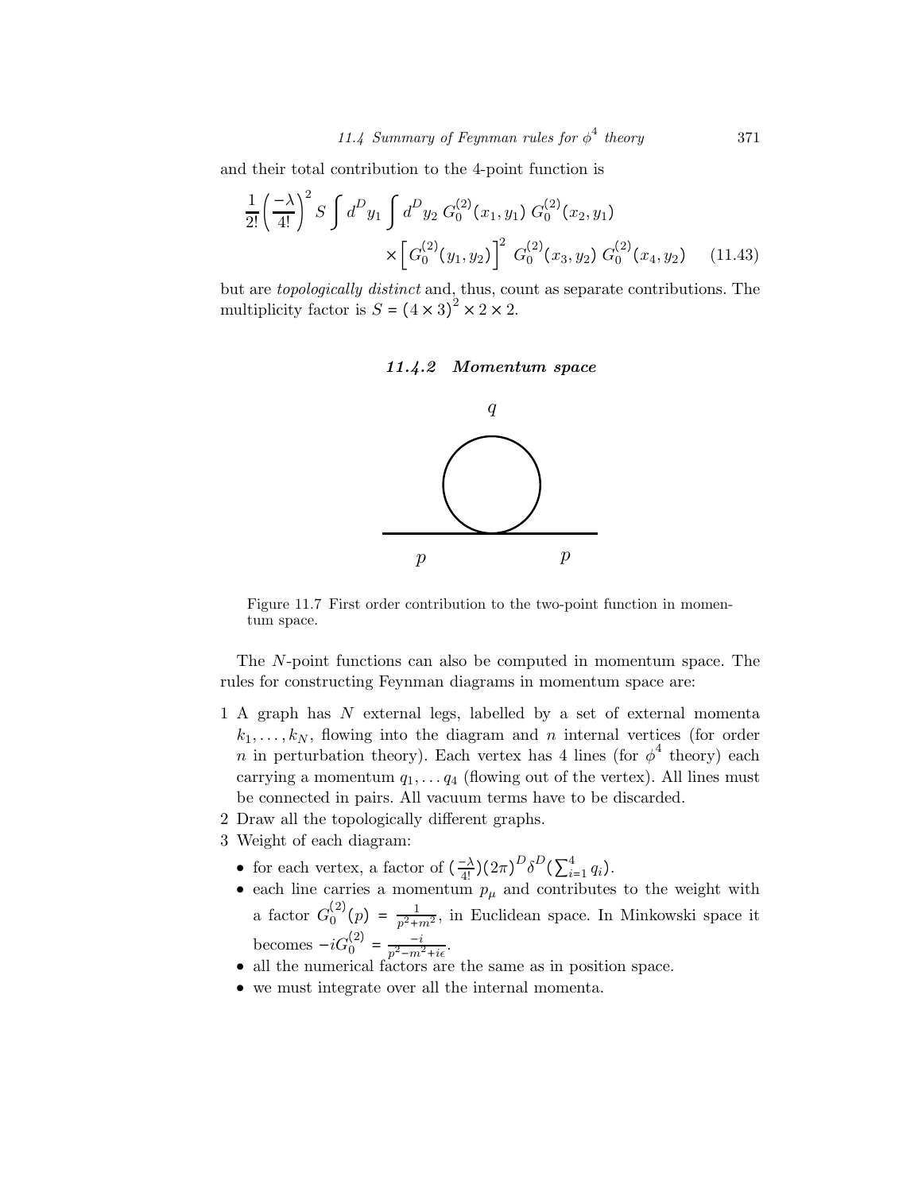and their total contribution to the 4-point function is

$$\frac{1}{2!}\left(\frac{-\lambda}{4!}\right)^2 S \int d^D y_1 \int d^D y_2 \, G_0^{(2)}(x_1, y_1) \, G_0^{(2)}(x_2, y_1) \times \left[ G_0^{(2)}(y_1, y_2) \right]^2 \, G_0^{(2)}(x_3, y_2) \, G_0^{(2)}(x_4, y_2) \quad (11.43)$$

but are *topologically distinct* and, thus, count as separate contributions. The multiplicity factor is $S = (4 \times 3)^2 \times 2 \times 2$.

### 11.4.2 Momentum space

Figure 11.7 First order contribution to the two-point function in momentum space.

The $N$-point functions can also be computed in momentum space. The rules for constructing Feynman diagrams in momentum space are:

1. A graph has $N$ external legs, labelled by a set of external momenta $k_1, \ldots, k_N$, flowing into the diagram and $n$ internal vertices (for order $n$ in perturbation theory). Each vertex has 4 lines (for $\phi^4$ theory) each carrying a momentum $q_1, \ldots q_4$ (flowing out of the vertex). All lines must be connected in pairs. All vacuum terms have to be discarded.
2. Draw all the topologically different graphs.
3. Weight of each diagram:
   - for each vertex, a factor of $(\frac{-\lambda}{4!})(2\pi)^D \delta^D(\sum_{i=1}^4 q_i)$.
   - each line carries a momentum $p_\mu$ and contributes to the weight with a factor $G_0^{(2)}(p) = \frac{1}{p^2+m^2}$, in Euclidean space. In Minkowski space it becomes $-iG_0^{(2)} = \frac{-i}{p^2-m^2+i\epsilon}$.
   - all the numerical factors are the same as in position space.
   - we must integrate over all the internal momenta.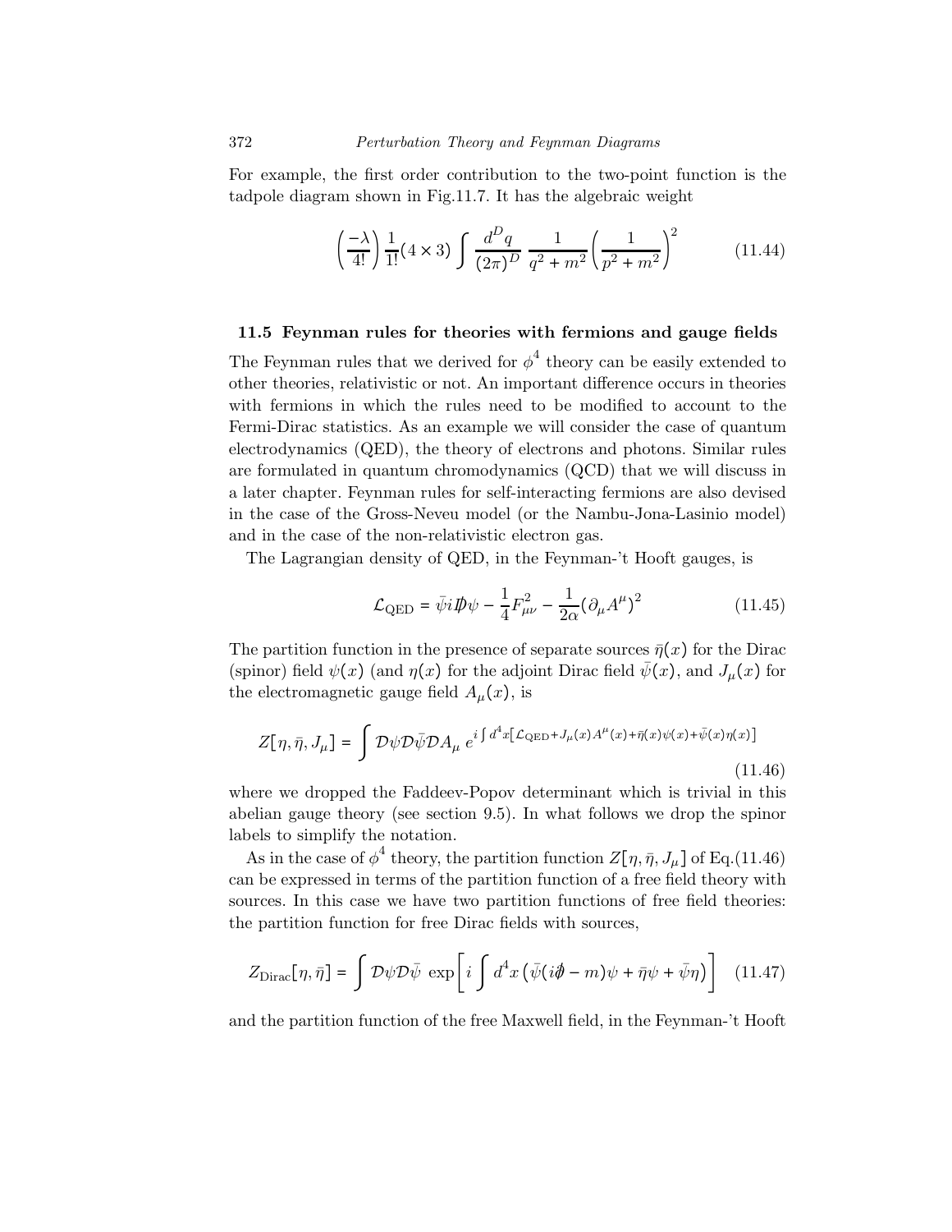For example, the first order contribution to the two-point function is the tadpole diagram shown in Fig.11.7. It has the algebraic weight

$$\left(\frac{-\lambda}{4!}\right)\frac{1}{1!}(4\times 3)\int \frac{d^D q}{(2\pi)^D}\,\frac{1}{q^2+m^2}\left(\frac{1}{p^2+m^2}\right)^2 \tag{11.44}$$

## 11.5 Feynman rules for theories with fermions and gauge fields

The Feynman rules that we derived for $\phi^4$ theory can be easily extended to other theories, relativistic or not. An important difference occurs in theories with fermions in which the rules need to be modified to account to the Fermi-Dirac statistics. As an example we will consider the case of quantum electrodynamics (QED), the theory of electrons and photons. Similar rules are formulated in quantum chromodynamics (QCD) that we will discuss in a later chapter. Feynman rules for self-interacting fermions are also devised in the case of the Gross-Neveu model (or the Nambu-Jona-Lasinio model) and in the case of the non-relativistic electron gas.

The Lagrangian density of QED, in the Feynman-'t Hooft gauges, is

$$\mathcal{L}_{\rm QED} = \bar\psi i \not{D}\psi - \frac{1}{4}F_{\mu\nu}^2 - \frac{1}{2\alpha}(\partial_\mu A^\mu)^2 \tag{11.45}$$

The partition function in the presence of separate sources $\bar\eta(x)$ for the Dirac (spinor) field $\psi(x)$ (and $\eta(x)$ for the adjoint Dirac field $\bar\psi(x)$, and $J_\mu(x)$ for the electromagnetic gauge field $A_\mu(x)$, is

$$Z[\eta,\bar\eta,J_\mu] = \int \mathcal{D}\psi\mathcal{D}\bar\psi\mathcal{D}A_\mu\; e^{i\int d^4x\left[\mathcal{L}_{\rm QED}+J_\mu(x)A^\mu(x)+\bar\eta(x)\psi(x)+\bar\psi(x)\eta(x)\right]} \tag{11.46}$$

where we dropped the Faddeev-Popov determinant which is trivial in this abelian gauge theory (see section 9.5). In what follows we drop the spinor labels to simplify the notation.

As in the case of $\phi^4$ theory, the partition function $Z[\eta,\bar\eta,J_\mu]$ of Eq.(11.46) can be expressed in terms of the partition function of a free field theory with sources. In this case we have two partition functions of free field theories: the partition function for free Dirac fields with sources,

$$Z_{\rm Dirac}[\eta,\bar\eta] = \int \mathcal{D}\psi\mathcal{D}\bar\psi\;\exp\left[i\int d^4x\left(\bar\psi(i\not{\partial}-m)\psi+\bar\eta\psi+\bar\psi\eta\right)\right] \tag{11.47}$$

and the partition function of the free Maxwell field, in the Feynman-'t Hooft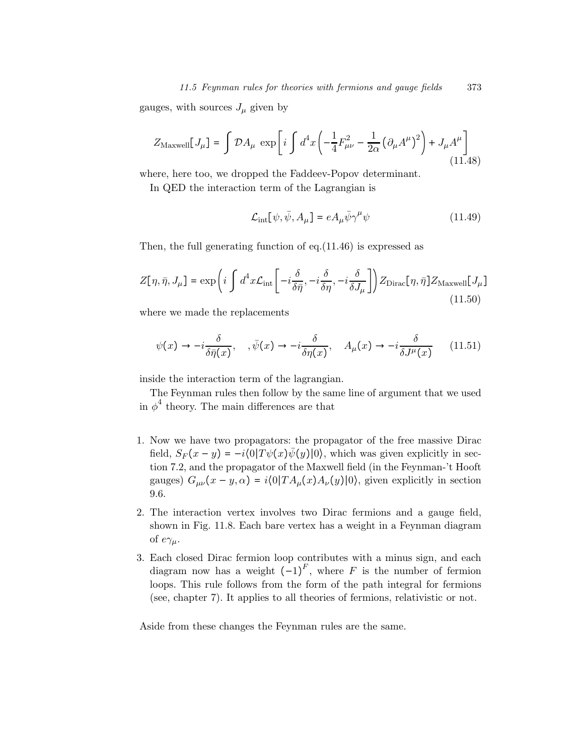gauges, with sources $J_\mu$ given by

$$Z_{\text{Maxwell}}[J_\mu] = \int \mathcal{D}A_\mu \, \exp\left[ i \int d^4x \left( -\frac{1}{4} F_{\mu\nu}^2 - \frac{1}{2\alpha} \left( \partial_\mu A^\mu \right)^2 \right) + J_\mu A^\mu \right] \tag{11.48}$$

where, here too, we dropped the Faddeev-Popov determinant.

In QED the interaction term of the Lagrangian is

$$\mathcal{L}_{\text{int}}[\psi, \bar{\psi}, A_\mu] = e A_\mu \bar{\psi} \gamma^\mu \psi \tag{11.49}$$

Then, the full generating function of eq.(11.46) is expressed as

$$Z[\eta, \bar{\eta}, J_\mu] = \exp\left( i \int d^4x \mathcal{L}_{\text{int}} \left[ -i \frac{\delta}{\delta \bar{\eta}}, -i \frac{\delta}{\delta \eta}, -i \frac{\delta}{\delta J_\mu} \right] \right) Z_{\text{Dirac}}[\eta, \bar{\eta}] Z_{\text{Maxwell}}[J_\mu] \tag{11.50}$$

where we made the replacements

$$\psi(x) \to -i \frac{\delta}{\delta \bar{\eta}(x)}, \quad , \bar{\psi}(x) \to -i \frac{\delta}{\delta \eta(x)}, \quad A_\mu(x) \to -i \frac{\delta}{\delta J^\mu(x)} \tag{11.51}$$

inside the interaction term of the lagrangian.

The Feynman rules then follow by the same line of argument that we used in $\phi^4$ theory. The main differences are that

1. Now we have two propagators: the propagator of the free massive Dirac field, $S_F(x-y) = -i\langle 0|T\psi(x)\bar{\psi}(y)|0\rangle$, which was given explicitly in section 7.2, and the propagator of the Maxwell field (in the Feynman-'t Hooft gauges) $G_{\mu\nu}(x-y, \alpha) = i\langle 0|TA_\mu(x)A_\nu(y)|0\rangle$, given explicitly in section 9.6.
2. The interaction vertex involves two Dirac fermions and a gauge field, shown in Fig. 11.8. Each bare vertex has a weight in a Feynman diagram of $e\gamma_\mu$.
3. Each closed Dirac fermion loop contributes with a minus sign, and each diagram now has a weight $(-1)^F$, where $F$ is the number of fermion loops. This rule follows from the form of the path integral for fermions (see, chapter 7). It applies to all theories of fermions, relativistic or not.

Aside from these changes the Feynman rules are the same.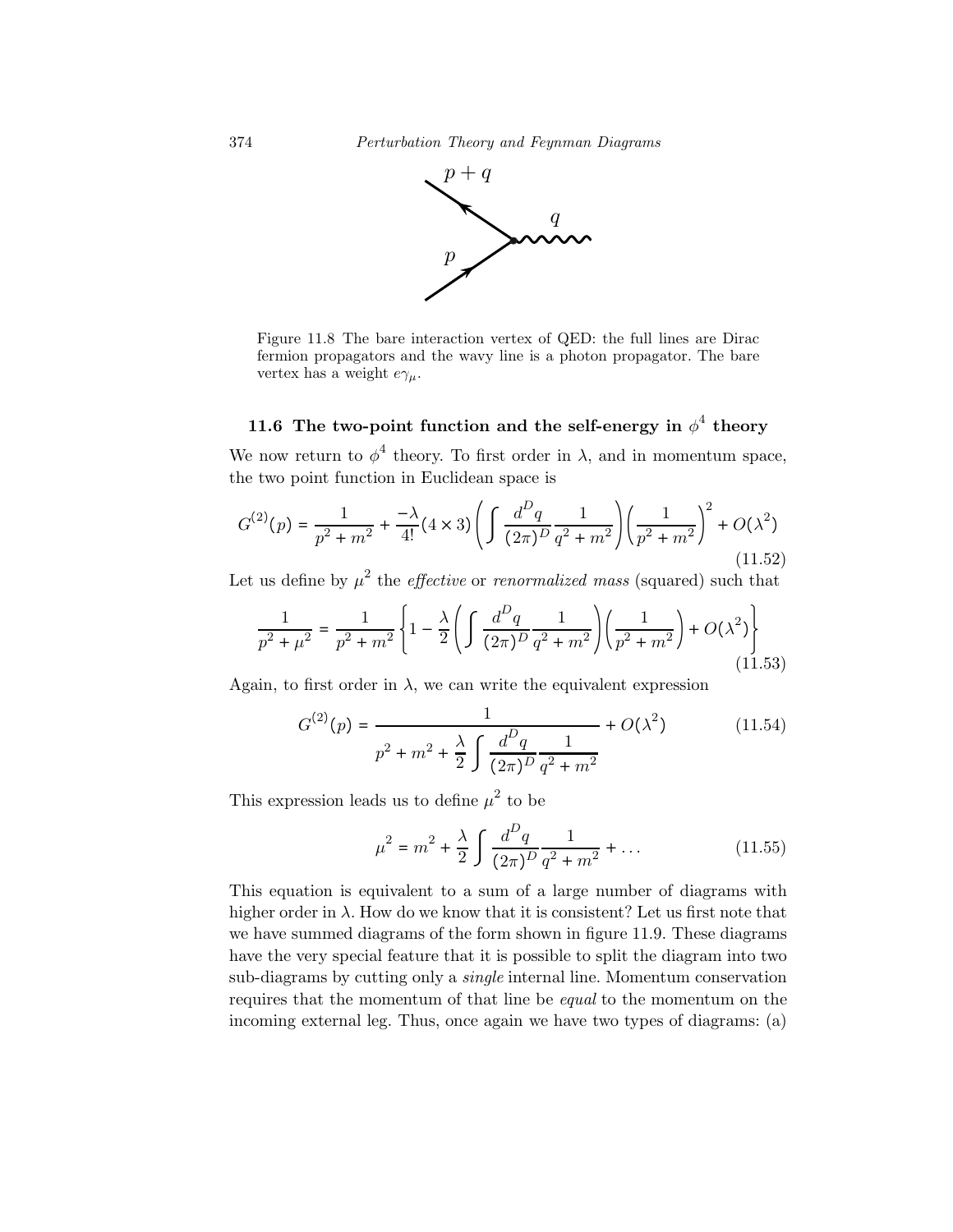Figure 11.8 The bare interaction vertex of QED: the full lines are Dirac fermion propagators and the wavy line is a photon propagator. The bare vertex has a weight $e\gamma_\mu$.

## 11.6 The two-point function and the self-energy in $\phi^4$ theory

We now return to $\phi^4$ theory. To first order in $\lambda$, and in momentum space, the two point function in Euclidean space is

$$G^{(2)}(p) = \frac{1}{p^2+m^2} + \frac{-\lambda}{4!}(4\times 3)\left(\int \frac{d^Dq}{(2\pi)^D}\frac{1}{q^2+m^2}\right)\left(\frac{1}{p^2+m^2}\right)^2 + O(\lambda^2) \tag{11.52}$$

Let us define by $\mu^2$ the *effective* or *renormalized mass* (squared) such that

$$\frac{1}{p^2+\mu^2} = \frac{1}{p^2+m^2}\left\{1 - \frac{\lambda}{2}\left(\int \frac{d^Dq}{(2\pi)^D}\frac{1}{q^2+m^2}\right)\left(\frac{1}{p^2+m^2}\right) + O(\lambda^2)\right\} \tag{11.53}$$

Again, to first order in $\lambda$, we can write the equivalent expression

$$G^{(2)}(p) = \frac{1}{p^2+m^2+\dfrac{\lambda}{2}\displaystyle\int \frac{d^Dq}{(2\pi)^D}\frac{1}{q^2+m^2}} + O(\lambda^2) \tag{11.54}$$

This expression leads us to define $\mu^2$ to be

$$\mu^2 = m^2 + \frac{\lambda}{2}\int \frac{d^Dq}{(2\pi)^D}\frac{1}{q^2+m^2} + \dots \tag{11.55}$$

This equation is equivalent to a sum of a large number of diagrams with higher order in $\lambda$. How do we know that it is consistent? Let us first note that we have summed diagrams of the form shown in figure 11.9. These diagrams have the very special feature that it is possible to split the diagram into two sub-diagrams by cutting only a *single* internal line. Momentum conservation requires that the momentum of that line be *equal* to the momentum on the incoming external leg. Thus, once again we have two types of diagrams: (a)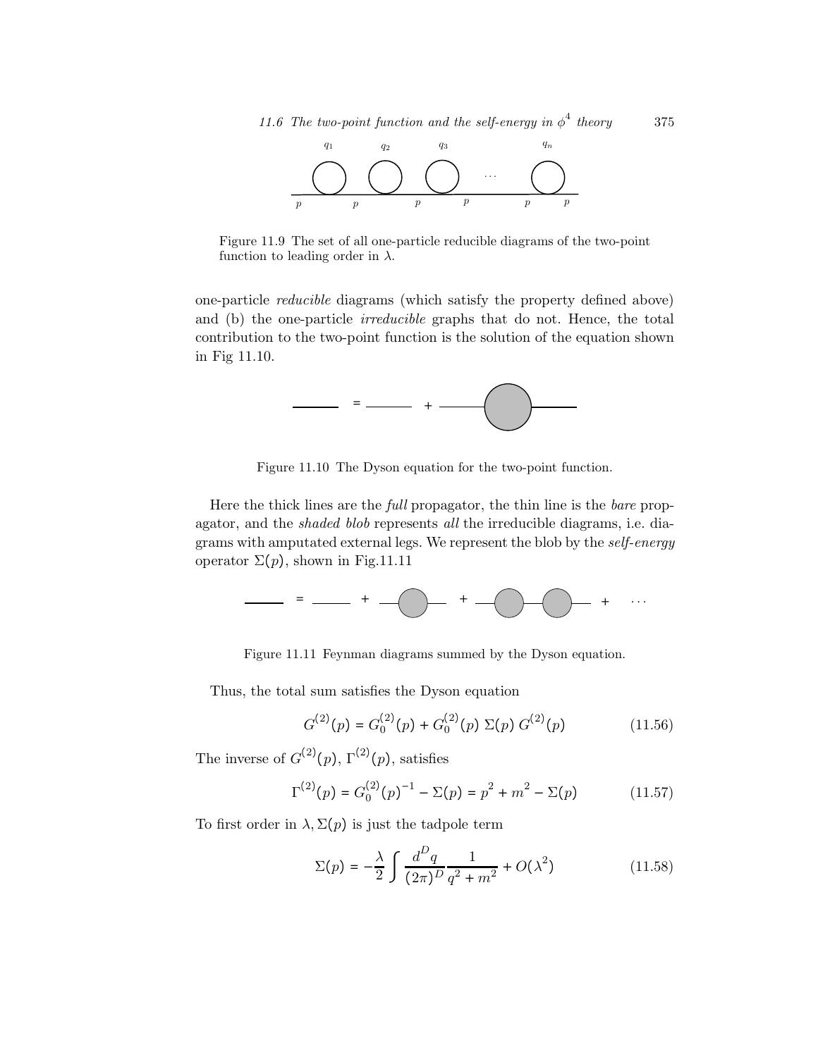Figure 11.9 The set of all one-particle reducible diagrams of the two-point function to leading order in $\lambda$.

one-particle *reducible* diagrams (which satisfy the property defined above) and (b) the one-particle *irreducible* graphs that do not. Hence, the total contribution to the two-point function is the solution of the equation shown in Fig 11.10.

Figure 11.10 The Dyson equation for the two-point function.

Here the thick lines are the *full* propagator, the thin line is the *bare* propagator, and the *shaded blob* represents *all* the irreducible diagrams, i.e. diagrams with amputated external legs. We represent the blob by the *self-energy* operator $\Sigma(p)$, shown in Fig.11.11

Figure 11.11 Feynman diagrams summed by the Dyson equation.

Thus, the total sum satisfies the Dyson equation

$$G^{(2)}(p) = G_0^{(2)}(p) + G_0^{(2)}(p)\,\Sigma(p)\,G^{(2)}(p) \tag{11.56}$$

The inverse of $G^{(2)}(p)$, $\Gamma^{(2)}(p)$, satisfies

$$\Gamma^{(2)}(p) = G_0^{(2)}(p)^{-1} - \Sigma(p) = p^2 + m^2 - \Sigma(p) \tag{11.57}$$

To first order in $\lambda, \Sigma(p)$ is just the tadpole term

$$\Sigma(p) = -\frac{\lambda}{2}\int \frac{d^D q}{(2\pi)^D}\frac{1}{q^2 + m^2} + O(\lambda^2) \tag{11.58}$$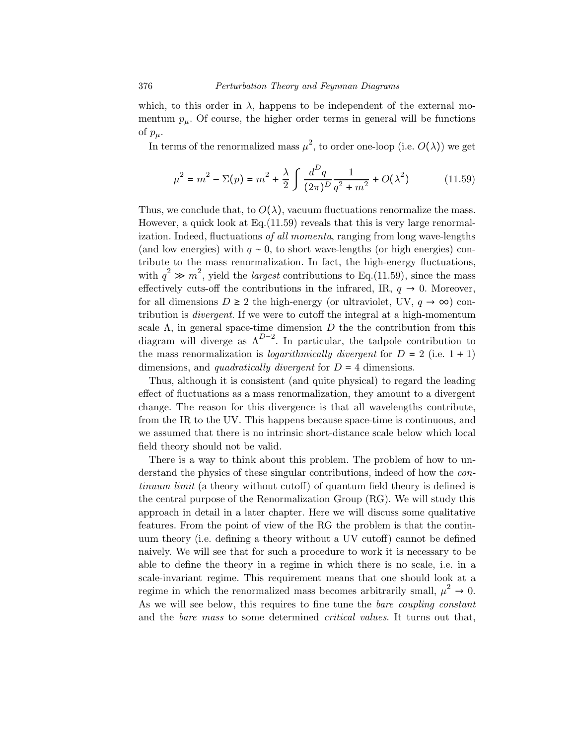which, to this order in $\lambda$, happens to be independent of the external momentum $p_\mu$. Of course, the higher order terms in general will be functions of $p_\mu$.

In terms of the renormalized mass $\mu^2$, to order one-loop (i.e. $O(\lambda)$) we get

$$\mu^2 = m^2 - \Sigma(p) = m^2 + \frac{\lambda}{2} \int \frac{d^D q}{(2\pi)^D} \frac{1}{q^2 + m^2} + O(\lambda^2) \tag{11.59}$$

Thus, we conclude that, to $O(\lambda)$, vacuum fluctuations renormalize the mass. However, a quick look at Eq.(11.59) reveals that this is very large renormalization. Indeed, fluctuations *of all momenta*, ranging from long wave-lengths (and low energies) with $q \sim 0$, to short wave-lengths (or high energies) contribute to the mass renormalization. In fact, the high-energy fluctuations, with $q^2 \gg m^2$, yield the *largest* contributions to Eq.(11.59), since the mass effectively cuts-off the contributions in the infrared, IR, $q \to 0$. Moreover, for all dimensions $D \geq 2$ the high-energy (or ultraviolet, UV, $q \to \infty$) contribution is *divergent*. If we were to cutoff the integral at a high-momentum scale $\Lambda$, in general space-time dimension $D$ the the contribution from this diagram will diverge as $\Lambda^{D-2}$. In particular, the tadpole contribution to the mass renormalization is *logarithmically divergent* for $D = 2$ (i.e. $1+1$) dimensions, and *quadratically divergent* for $D = 4$ dimensions.

Thus, although it is consistent (and quite physical) to regard the leading effect of fluctuations as a mass renormalization, they amount to a divergent change. The reason for this divergence is that all wavelengths contribute, from the IR to the UV. This happens because space-time is continuous, and we assumed that there is no intrinsic short-distance scale below which local field theory should not be valid.

There is a way to think about this problem. The problem of how to understand the physics of these singular contributions, indeed of how the *continuum limit* (a theory without cutoff) of quantum field theory is defined is the central purpose of the Renormalization Group (RG). We will study this approach in detail in a later chapter. Here we will discuss some qualitative features. From the point of view of the RG the problem is that the continuum theory (i.e. defining a theory without a UV cutoff) cannot be defined naively. We will see that for such a procedure to work it is necessary to be able to define the theory in a regime in which there is no scale, i.e. in a scale-invariant regime. This requirement means that one should look at a regime in which the renormalized mass becomes arbitrarily small, $\mu^2 \to 0$. As we will see below, this requires to fine tune the *bare coupling constant* and the *bare mass* to some determined *critical values*. It turns out that,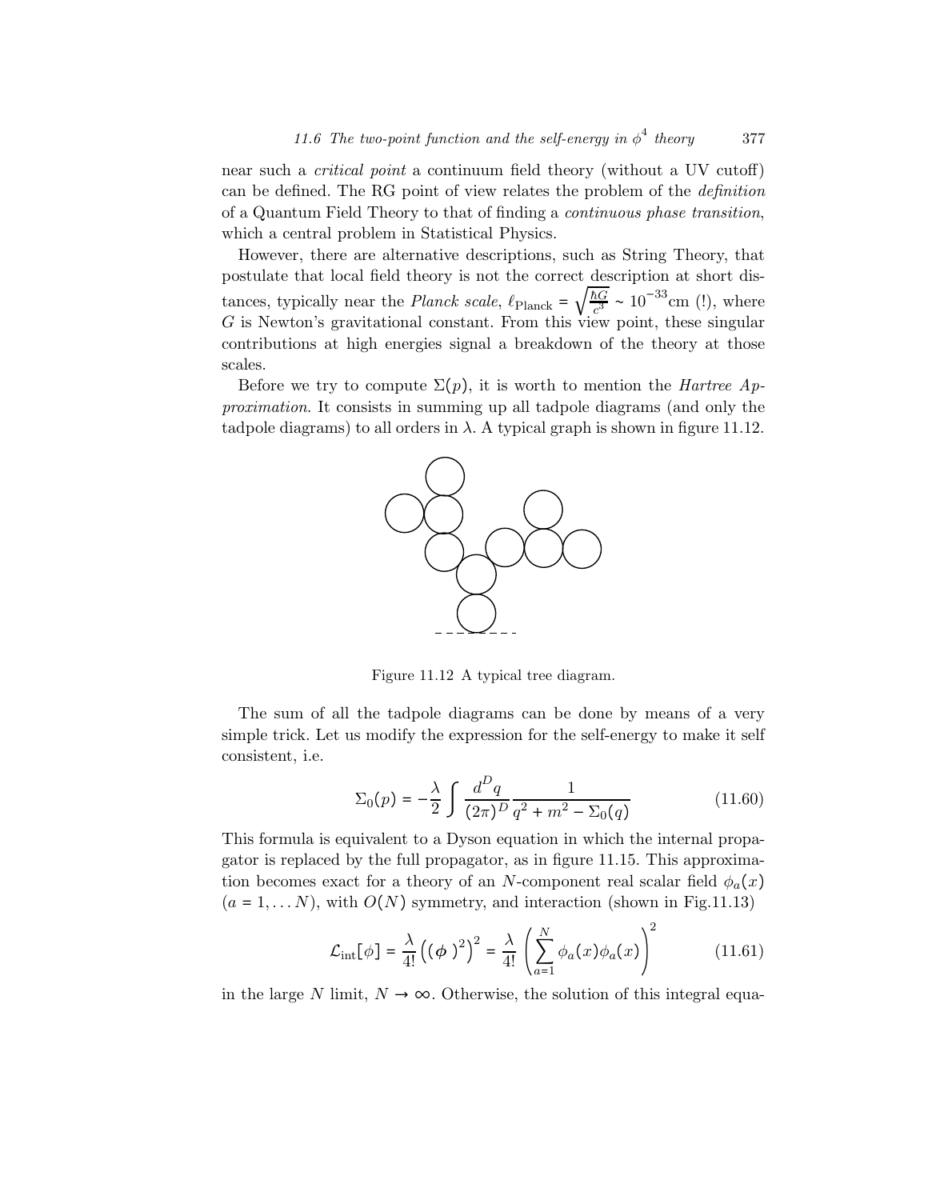near such a *critical point* a continuum field theory (without a UV cutoff) can be defined. The RG point of view relates the problem of the *definition* of a Quantum Field Theory to that of finding a *continuous phase transition*, which a central problem in Statistical Physics.

However, there are alternative descriptions, such as String Theory, that postulate that local field theory is not the correct description at short distances, typically near the *Planck scale*, $\ell_{\text{Planck}} = \sqrt{\frac{\hbar G}{c^3}} \sim 10^{-33}$cm (!), where $G$ is Newton's gravitational constant. From this view point, these singular contributions at high energies signal a breakdown of the theory at those scales.

Before we try to compute $\Sigma(p)$, it is worth to mention the *Hartree Approximation*. It consists in summing up all tadpole diagrams (and only the tadpole diagrams) to all orders in $\lambda$. A typical graph is shown in figure 11.12.

Figure 11.12 A typical tree diagram.

The sum of all the tadpole diagrams can be done by means of a very simple trick. Let us modify the expression for the self-energy to make it self consistent, i.e.

$$\Sigma_0(p) = -\frac{\lambda}{2} \int \frac{d^D q}{(2\pi)^D} \frac{1}{q^2 + m^2 - \Sigma_0(q)} \tag{11.60}$$

This formula is equivalent to a Dyson equation in which the internal propagator is replaced by the full propagator, as in figure 11.15. This approximation becomes exact for a theory of an $N$-component real scalar field $\phi_a(x)$ ($a = 1, \ldots N$), with $O(N)$ symmetry, and interaction (shown in Fig.11.13)

$$\mathcal{L}_{\text{int}}[\phi] = \frac{\lambda}{4!}\left((\boldsymbol{\phi})^2\right)^2 = \frac{\lambda}{4!}\left(\sum_{a=1}^{N} \phi_a(x)\phi_a(x)\right)^2 \tag{11.61}$$

in the large $N$ limit, $N \to \infty$. Otherwise, the solution of this integral equa-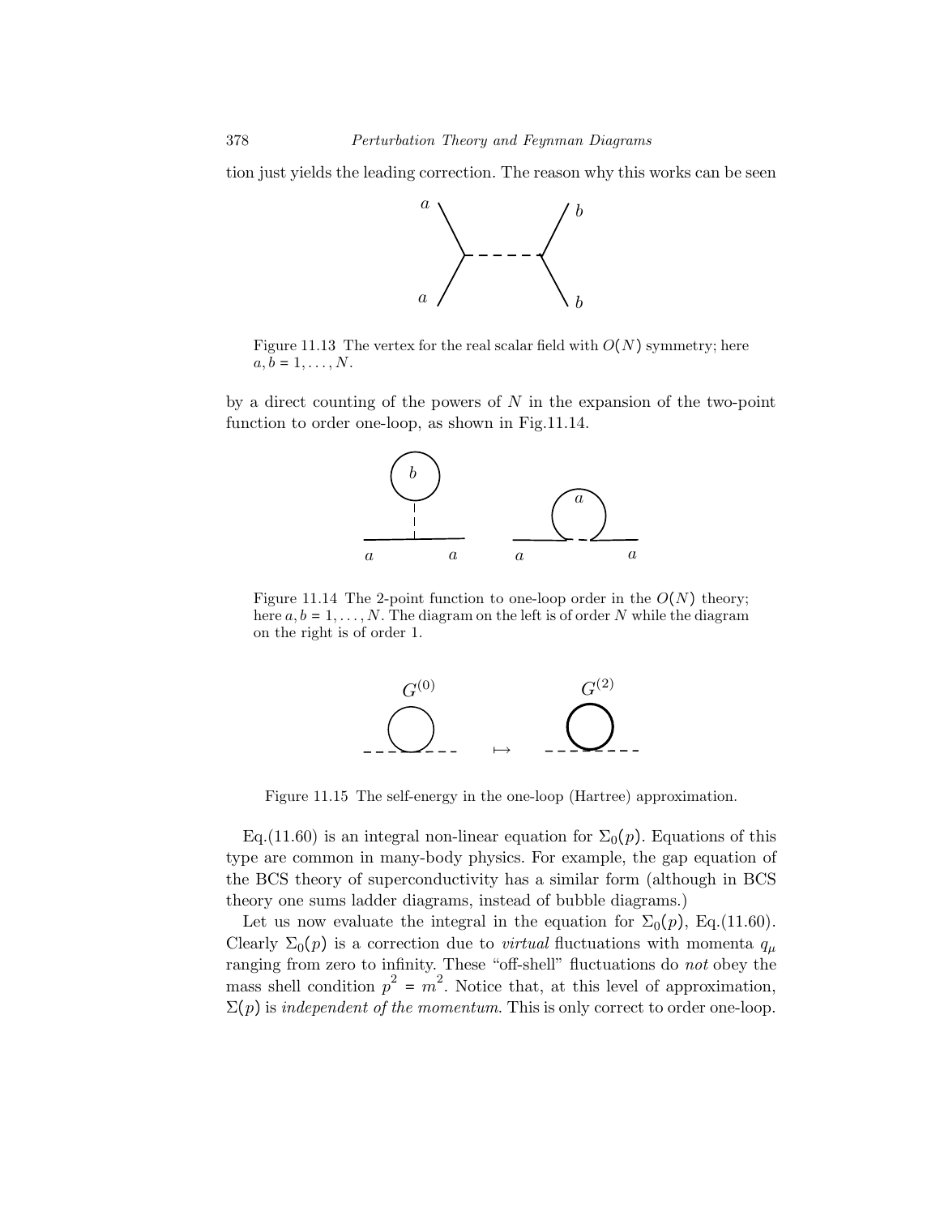tion just yields the leading correction. The reason why this works can be seen

Figure 11.13 The vertex for the real scalar field with $O(N)$ symmetry; here $a, b = 1, \ldots, N$.

by a direct counting of the powers of $N$ in the expansion of the two-point function to order one-loop, as shown in Fig.11.14.

Figure 11.14 The 2-point function to one-loop order in the $O(N)$ theory; here $a, b = 1, \ldots, N$. The diagram on the left is of order $N$ while the diagram on the right is of order 1.

Figure 11.15 The self-energy in the one-loop (Hartree) approximation.

Eq.(11.60) is an integral non-linear equation for $\Sigma_0(p)$. Equations of this type are common in many-body physics. For example, the gap equation of the BCS theory of superconductivity has a similar form (although in BCS theory one sums ladder diagrams, instead of bubble diagrams.)

Let us now evaluate the integral in the equation for $\Sigma_0(p)$, Eq.(11.60). Clearly $\Sigma_0(p)$ is a correction due to *virtual* fluctuations with momenta $q_\mu$ ranging from zero to infinity. These "off-shell" fluctuations do *not* obey the mass shell condition $p^2 = m^2$. Notice that, at this level of approximation, $\Sigma(p)$ is *independent of the momentum*. This is only correct to order one-loop.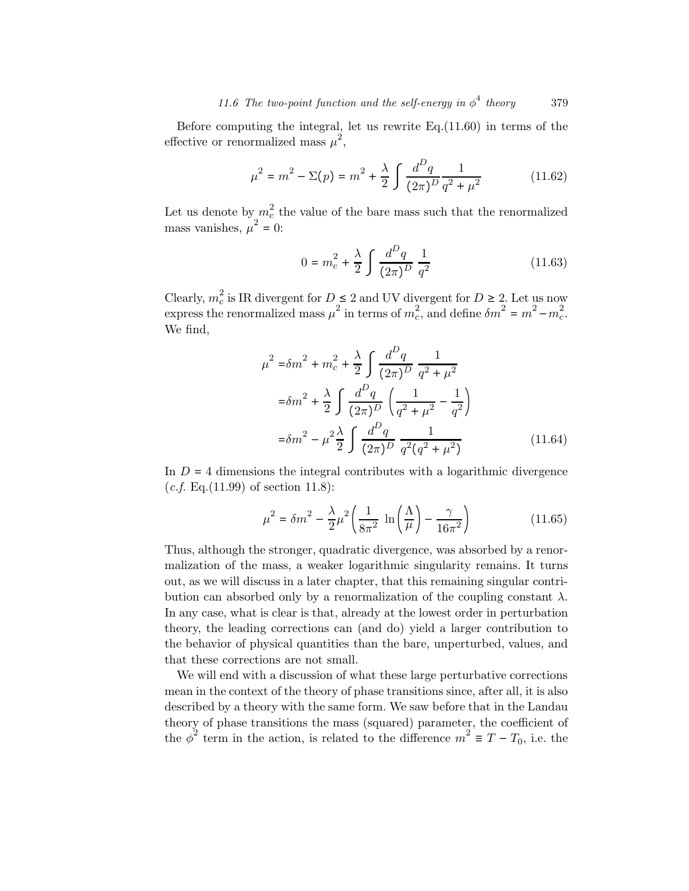Before computing the integral, let us rewrite Eq.(11.60) in terms of the effective or renormalized mass $\mu^2$,

$$\mu^2 = m^2 - \Sigma(p) = m^2 + \frac{\lambda}{2} \int \frac{d^D q}{(2\pi)^D} \frac{1}{q^2 + \mu^2} \tag{11.62}$$

Let us denote by $m_c^2$ the value of the bare mass such that the renormalized mass vanishes, $\mu^2 = 0$:

$$0 = m_c^2 + \frac{\lambda}{2} \int \frac{d^D q}{(2\pi)^D} \frac{1}{q^2} \tag{11.63}$$

Clearly, $m_c^2$ is IR divergent for $D \leq 2$ and UV divergent for $D \geq 2$. Let us now express the renormalized mass $\mu^2$ in terms of $m_c^2$, and define $\delta m^2 = m^2 - m_c^2$. We find,

$$\begin{aligned}
\mu^2 =& \delta m^2 + m_c^2 + \frac{\lambda}{2} \int \frac{d^D q}{(2\pi)^D} \frac{1}{q^2 + \mu^2} \\
=& \delta m^2 + \frac{\lambda}{2} \int \frac{d^D q}{(2\pi)^D} \left( \frac{1}{q^2 + \mu^2} - \frac{1}{q^2} \right) \\
=& \delta m^2 - \mu^2 \frac{\lambda}{2} \int \frac{d^D q}{(2\pi)^D} \frac{1}{q^2 (q^2 + \mu^2)}
\end{aligned} \tag{11.64}$$

In $D = 4$ dimensions the integral contributes with a logarithmic divergence (*c.f.* Eq.(11.99) of section 11.8):

$$\mu^2 = \delta m^2 - \frac{\lambda}{2} \mu^2 \left( \frac{1}{8\pi^2} \ln\left(\frac{\Lambda}{\mu}\right) - \frac{\gamma}{16\pi^2} \right) \tag{11.65}$$

Thus, although the stronger, quadratic divergence, was absorbed by a renormalization of the mass, a weaker logarithmic singularity remains. It turns out, as we will discuss in a later chapter, that this remaining singular contribution can absorbed only by a renormalization of the coupling constant $\lambda$. In any case, what is clear is that, already at the lowest order in perturbation theory, the leading corrections can (and do) yield a larger contribution to the behavior of physical quantities than the bare, unperturbed, values, and that these corrections are not small.

We will end with a discussion of what these large perturbative corrections mean in the context of the theory of phase transitions since, after all, it is also described by a theory with the same form. We saw before that in the Landau theory of phase transitions the mass (squared) parameter, the coefficient of the $\phi^2$ term in the action, is related to the difference $m^2 \equiv T - T_0$, i.e. the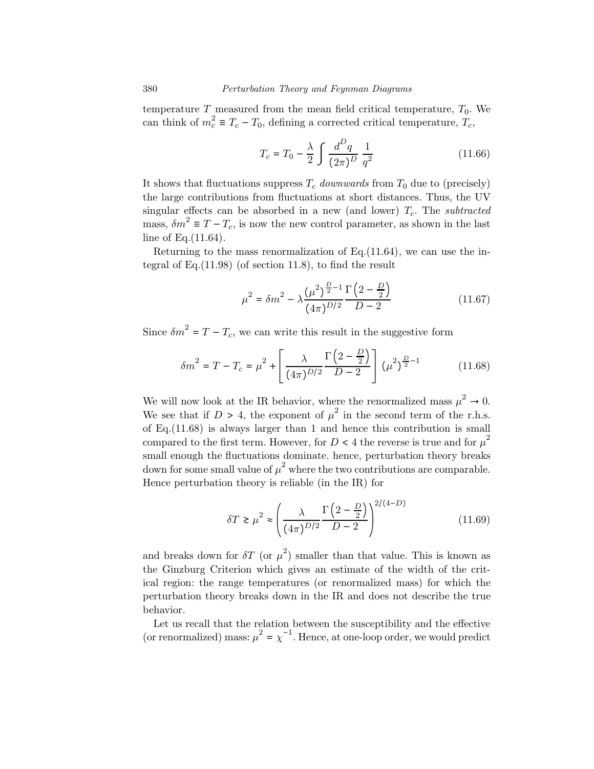temperature $T$ measured from the mean field critical temperature, $T_0$. We can think of $m_c^2 \equiv T_c - T_0$, defining a corrected critical temperature, $T_c$,

$$T_c = T_0 - \frac{\lambda}{2} \int \frac{d^D q}{(2\pi)^D} \frac{1}{q^2} \tag{11.66}$$

It shows that fluctuations suppress $T_c$ *downwards* from $T_0$ due to (precisely) the large contributions from fluctuations at short distances. Thus, the UV singular effects can be absorbed in a new (and lower) $T_c$. The *subtracted* mass, $\delta m^2 \equiv T - T_c$, is now the new control parameter, as shown in the last line of Eq.(11.64).

Returning to the mass renormalization of Eq.(11.64), we can use the integral of Eq.(11.98) (of section 11.8), to find the result

$$\mu^2 = \delta m^2 - \lambda \frac{(\mu^2)^{\frac{D}{2}-1}}{(4\pi)^{D/2}} \frac{\Gamma\left(2 - \frac{D}{2}\right)}{D-2} \tag{11.67}$$

Since $\delta m^2 = T - T_c$, we can write this result in the suggestive form

$$\delta m^2 = T - T_c = \mu^2 + \left[ \frac{\lambda}{(4\pi)^{D/2}} \frac{\Gamma\left(2 - \frac{D}{2}\right)}{D-2} \right] (\mu^2)^{\frac{D}{2}-1} \tag{11.68}$$

We will now look at the IR behavior, where the renormalized mass $\mu^2 \to 0$. We see that if $D > 4$, the exponent of $\mu^2$ in the second term of the r.h.s. of Eq.(11.68) is always larger than 1 and hence this contribution is small compared to the first term. However, for $D < 4$ the reverse is true and for $\mu^2$ small enough the fluctuations dominate. hence, perturbation theory breaks down for some small value of $\mu^2$ where the two contributions are comparable. Hence perturbation theory is reliable (in the IR) for

$$\delta T \gtrsim \mu^2 \approx \left( \frac{\lambda}{(4\pi)^{D/2}} \frac{\Gamma\left(2 - \frac{D}{2}\right)}{D-2} \right)^{2/(4-D)} \tag{11.69}$$

and breaks down for $\delta T$ (or $\mu^2$) smaller than that value. This is known as the Ginzburg Criterion which gives an estimate of the width of the critical region: the range temperatures (or renormalized mass) for which the perturbation theory breaks down in the IR and does not describe the true behavior.

Let us recall that the relation between the susceptibility and the effective (or renormalized) mass: $\mu^2 = \chi^{-1}$. Hence, at one-loop order, we would predict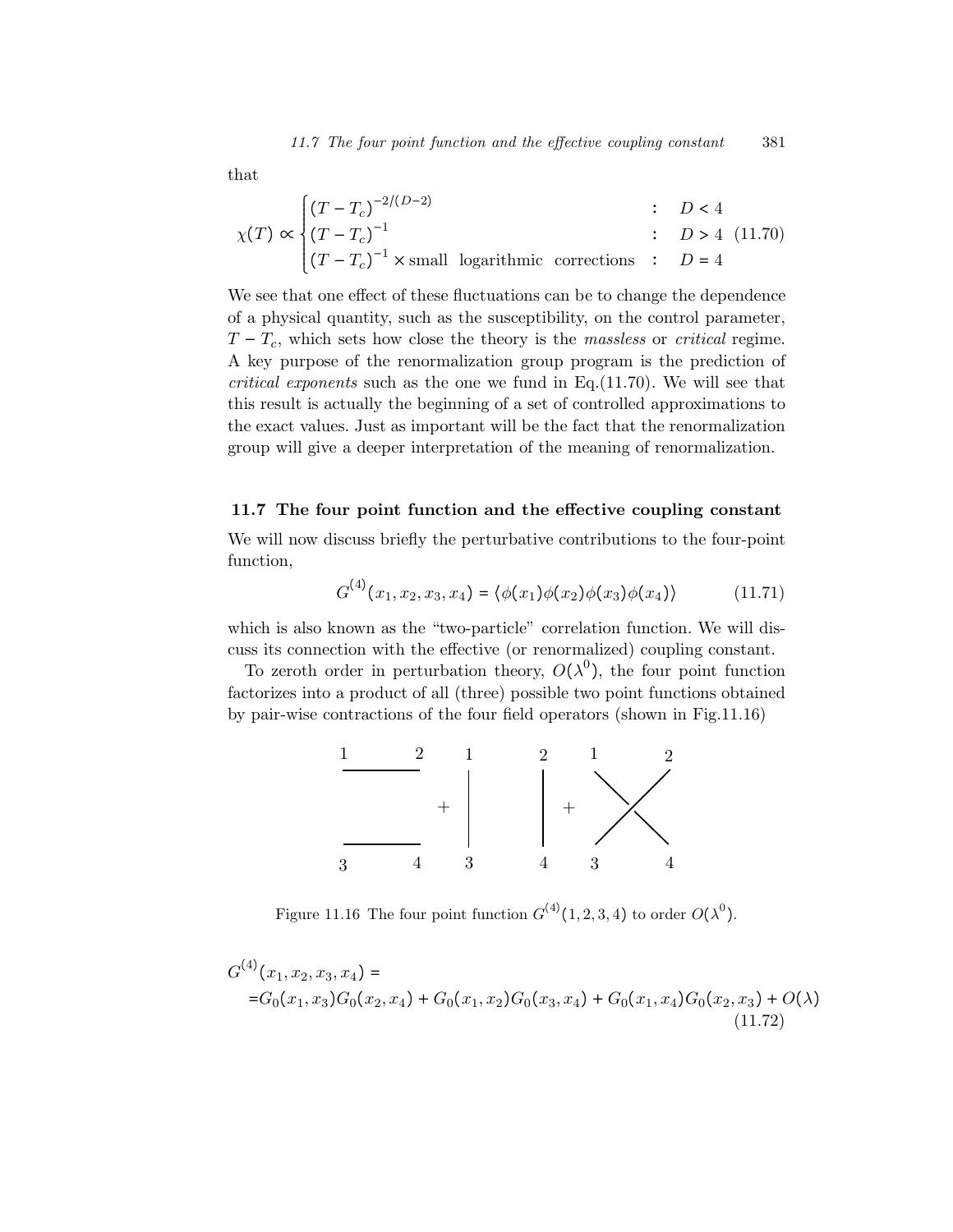that

$$
\chi(T) \propto \begin{cases} (T - T_c)^{-2/(D-2)} & : \quad D < 4 \\ (T - T_c)^{-1} & : \quad D > 4 \\ (T - T_c)^{-1} \times \text{small logarithmic corrections} & : \quad D = 4 \end{cases} \tag{11.70}
$$

We see that one effect of these fluctuations can be to change the dependence of a physical quantity, such as the susceptibility, on the control parameter, $T - T_c$, which sets how close the theory is the *massless* or *critical* regime. A key purpose of the renormalization group program is the prediction of *critical exponents* such as the one we fund in Eq.(11.70). We will see that this result is actually the beginning of a set of controlled approximations to the exact values. Just as important will be the fact that the renormalization group will give a deeper interpretation of the meaning of renormalization.

## 11.7 The four point function and the effective coupling constant

We will now discuss briefly the perturbative contributions to the four-point function,

$$
G^{(4)}(x_1, x_2, x_3, x_4) = \langle \phi(x_1)\phi(x_2)\phi(x_3)\phi(x_4) \rangle \tag{11.71}
$$

which is also known as the "two-particle" correlation function. We will discuss its connection with the effective (or renormalized) coupling constant.

To zeroth order in perturbation theory, $O(\lambda^0)$, the four point function factorizes into a product of all (three) possible two point functions obtained by pair-wise contractions of the four field operators (shown in Fig.11.16)

Figure 11.16 The four point function $G^{(4)}(1,2,3,4)$ to order $O(\lambda^0)$.

$$
\begin{aligned}
G^{(4)}(x_1, x_2, x_3, x_4) = \\
= G_0(x_1, x_3)G_0(x_2, x_4) + G_0(x_1, x_2)G_0(x_3, x_4) + G_0(x_1, x_4)G_0(x_2, x_3) + O(\lambda)
\end{aligned} \tag{11.72}
$$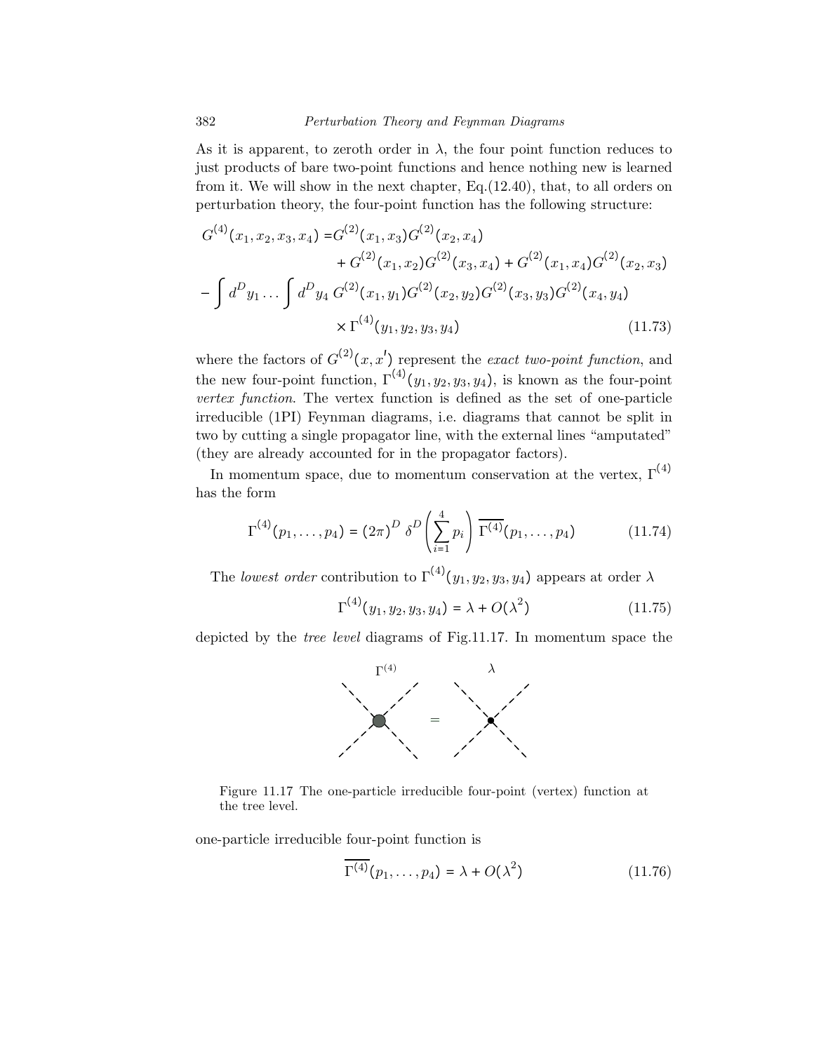As it is apparent, to zeroth order in $\lambda$, the four point function reduces to just products of bare two-point functions and hence nothing new is learned from it. We will show in the next chapter, Eq.(12.40), that, to all orders on perturbation theory, the four-point function has the following structure:

$$
\begin{aligned}
G^{(4)}(x_1, x_2, x_3, x_4) = & G^{(2)}(x_1, x_3) G^{(2)}(x_2, x_4) \\
& + G^{(2)}(x_1, x_2) G^{(2)}(x_3, x_4) + G^{(2)}(x_1, x_4) G^{(2)}(x_2, x_3) \\
- \int d^D y_1 \dots \int d^D y_4 \; & G^{(2)}(x_1, y_1) G^{(2)}(x_2, y_2) G^{(2)}(x_3, y_3) G^{(2)}(x_4, y_4) \\
& \times \Gamma^{(4)}(y_1, y_2, y_3, y_4)
\end{aligned}
\tag{11.73}
$$

where the factors of $G^{(2)}(x, x')$ represent the *exact two-point function*, and the new four-point function, $\Gamma^{(4)}(y_1, y_2, y_3, y_4)$, is known as the four-point *vertex function*. The vertex function is defined as the set of one-particle irreducible (1PI) Feynman diagrams, i.e. diagrams that cannot be split in two by cutting a single propagator line, with the external lines "amputated" (they are already accounted for in the propagator factors).

In momentum space, due to momentum conservation at the vertex, $\Gamma^{(4)}$ has the form

$$
\Gamma^{(4)}(p_1, \dots, p_4) = (2\pi)^D \; \delta^D\left(\sum_{i=1}^{4} p_i\right) \overline{\Gamma^{(4)}}(p_1, \dots, p_4)
\tag{11.74}
$$

The *lowest order* contribution to $\Gamma^{(4)}(y_1, y_2, y_3, y_4)$ appears at order $\lambda$

$$
\Gamma^{(4)}(y_1, y_2, y_3, y_4) = \lambda + O(\lambda^2)
\tag{11.75}
$$

depicted by the *tree level* diagrams of Fig.11.17. In momentum space the

Figure 11.17 The one-particle irreducible four-point (vertex) function at the tree level.

one-particle irreducible four-point function is

$$
\overline{\Gamma^{(4)}}(p_1, \dots, p_4) = \lambda + O(\lambda^2)
\tag{11.76}
$$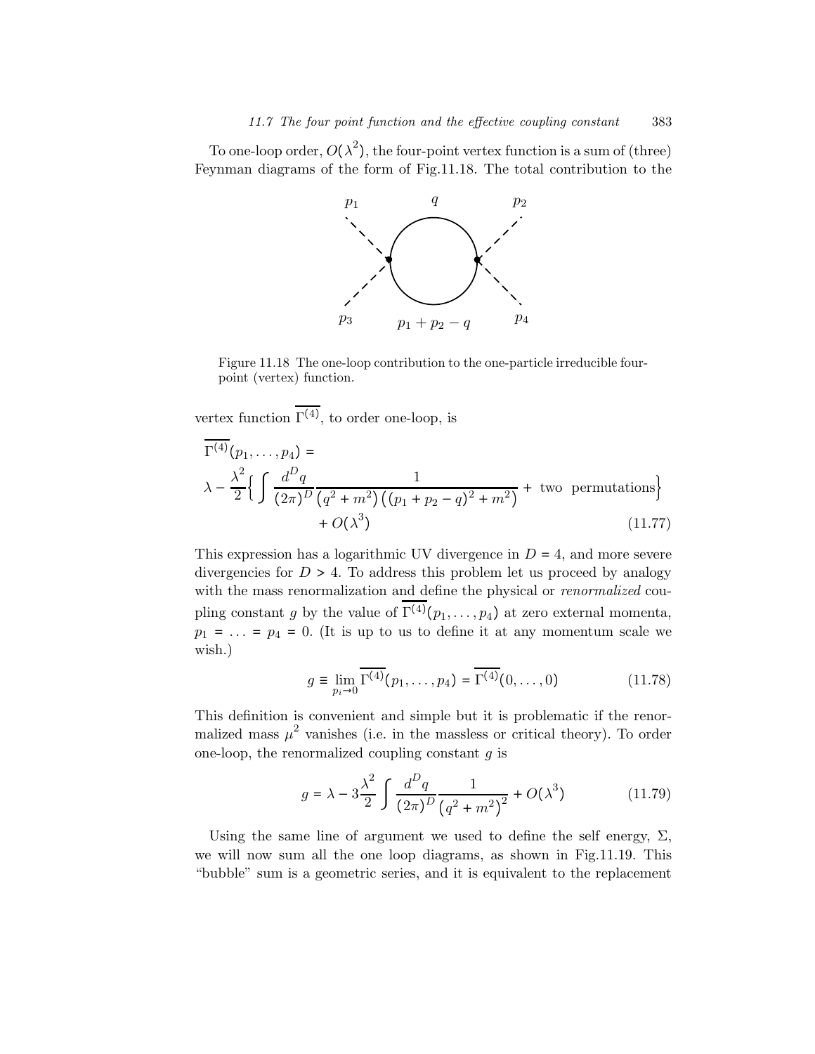To one-loop order, $O(\lambda^2)$, the four-point vertex function is a sum of (three) Feynman diagrams of the form of Fig.11.18. The total contribution to the vertex function $\overline{\Gamma^{(4)}}$, to order one-loop, is

Figure 11.18 The one-loop contribution to the one-particle irreducible four-point (vertex) function.

$$
\begin{aligned}
&\overline{\Gamma^{(4)}}(p_1, \ldots, p_4) = \\
&\lambda - \frac{\lambda^2}{2}\Big\{ \int \frac{d^D q}{(2\pi)^D} \frac{1}{\left(q^2 + m^2\right)\left((p_1 + p_2 - q)^2 + m^2\right)} + \text{ two permutations}\Big\} \\
&\qquad + O(\lambda^3)
\end{aligned}
\tag{11.77}
$$

This expression has a logarithmic UV divergence in $D = 4$, and more severe divergencies for $D > 4$. To address this problem let us proceed by analogy with the mass renormalization and define the physical or *renormalized* coupling constant $g$ by the value of $\overline{\Gamma^{(4)}}(p_1, \ldots, p_4)$ at zero external momenta, $p_1 = \ldots = p_4 = 0$. (It is up to us to define it at any momentum scale we wish.)

$$
g \equiv \lim_{p_i \to 0} \overline{\Gamma^{(4)}}(p_1, \ldots, p_4) = \overline{\Gamma^{(4)}}(0, \ldots, 0) \tag{11.78}
$$

This definition is convenient and simple but it is problematic if the renormalized mass $\mu^2$ vanishes (i.e. in the massless or critical theory). To order one-loop, the renormalized coupling constant $g$ is

$$
g = \lambda - 3\frac{\lambda^2}{2} \int \frac{d^D q}{(2\pi)^D} \frac{1}{\left(q^2 + m^2\right)^2} + O(\lambda^3) \tag{11.79}
$$

Using the same line of argument we used to define the self energy, $\Sigma$, we will now sum all the one loop diagrams, as shown in Fig.11.19. This "bubble" sum is a geometric series, and it is equivalent to the replacement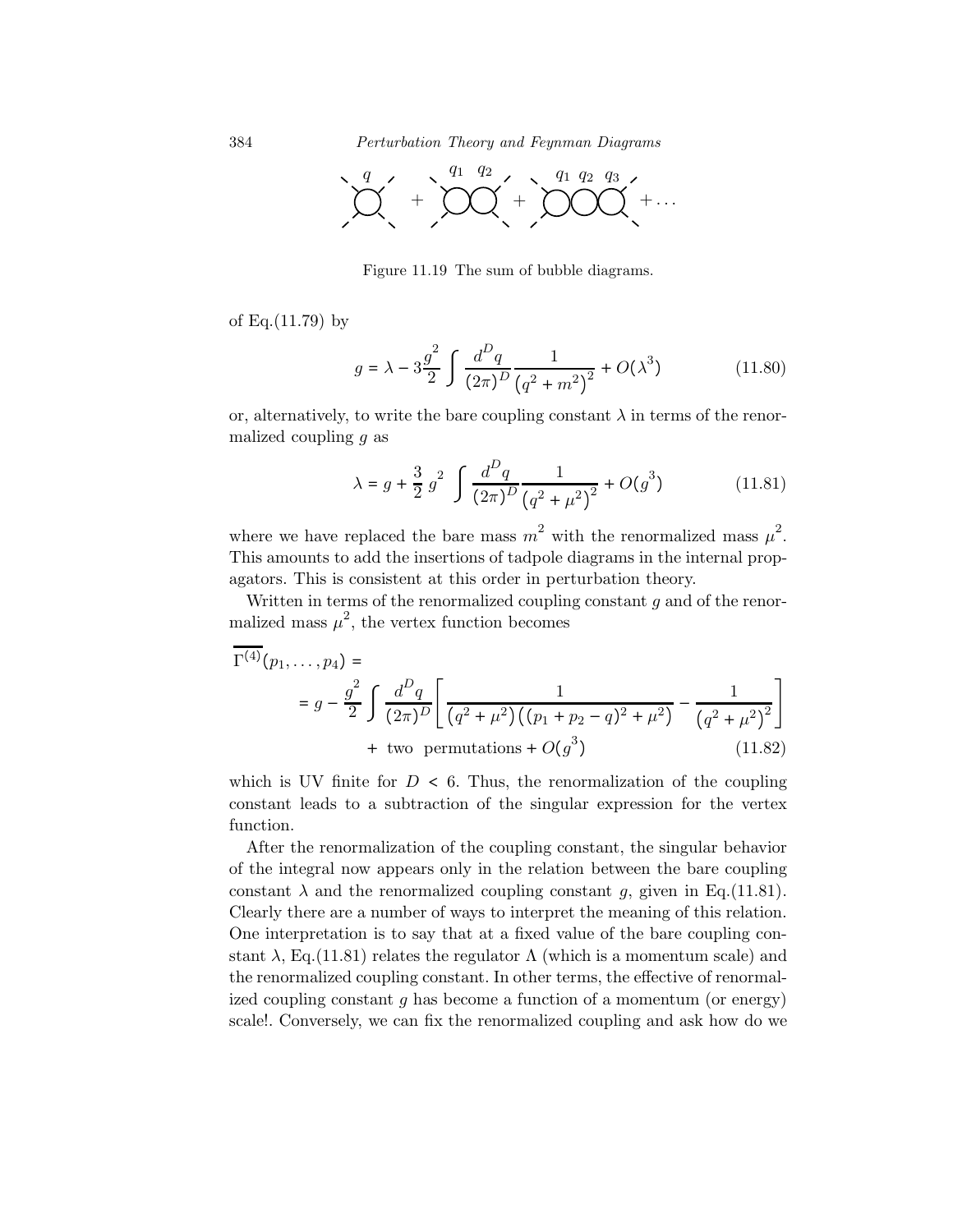Figure 11.19 The sum of bubble diagrams.

of Eq.(11.79) by

$$g = \lambda - 3\frac{g^2}{2} \int \frac{d^D q}{(2\pi)^D} \frac{1}{\left(q^2 + m^2\right)^2} + O(\lambda^3) \tag{11.80}$$

or, alternatively, to write the bare coupling constant $\lambda$ in terms of the renormalized coupling $g$ as

$$\lambda = g + \frac{3}{2}\, g^2 \int \frac{d^D q}{(2\pi)^D} \frac{1}{\left(q^2 + \mu^2\right)^2} + O(g^3) \tag{11.81}$$

where we have replaced the bare mass $m^2$ with the renormalized mass $\mu^2$. This amounts to add the insertions of tadpole diagrams in the internal propagators. This is consistent at this order in perturbation theory.

Written in terms of the renormalized coupling constant $g$ and of the renormalized mass $\mu^2$, the vertex function becomes

$$\begin{aligned}
\overline{\Gamma^{(4)}}(p_1, \ldots, p_4) &= \\
&= g - \frac{g^2}{2} \int \frac{d^D q}{(2\pi)^D} \left[ \frac{1}{\left(q^2 + \mu^2\right)\left((p_1 + p_2 - q)^2 + \mu^2\right)} - \frac{1}{\left(q^2 + \mu^2\right)^2} \right] \\
&\quad + \text{ two permutations} + O(g^3)
\end{aligned} \tag{11.82}$$

which is UV finite for $D < 6$. Thus, the renormalization of the coupling constant leads to a subtraction of the singular expression for the vertex function.

After the renormalization of the coupling constant, the singular behavior of the integral now appears only in the relation between the bare coupling constant $\lambda$ and the renormalized coupling constant $g$, given in Eq.(11.81). Clearly there are a number of ways to interpret the meaning of this relation. One interpretation is to say that at a fixed value of the bare coupling constant $\lambda$, Eq.(11.81) relates the regulator $\Lambda$ (which is a momentum scale) and the renormalized coupling constant. In other terms, the effective of renormalized coupling constant $g$ has become a function of a momentum (or energy) scale!. Conversely, we can fix the renormalized coupling and ask how do we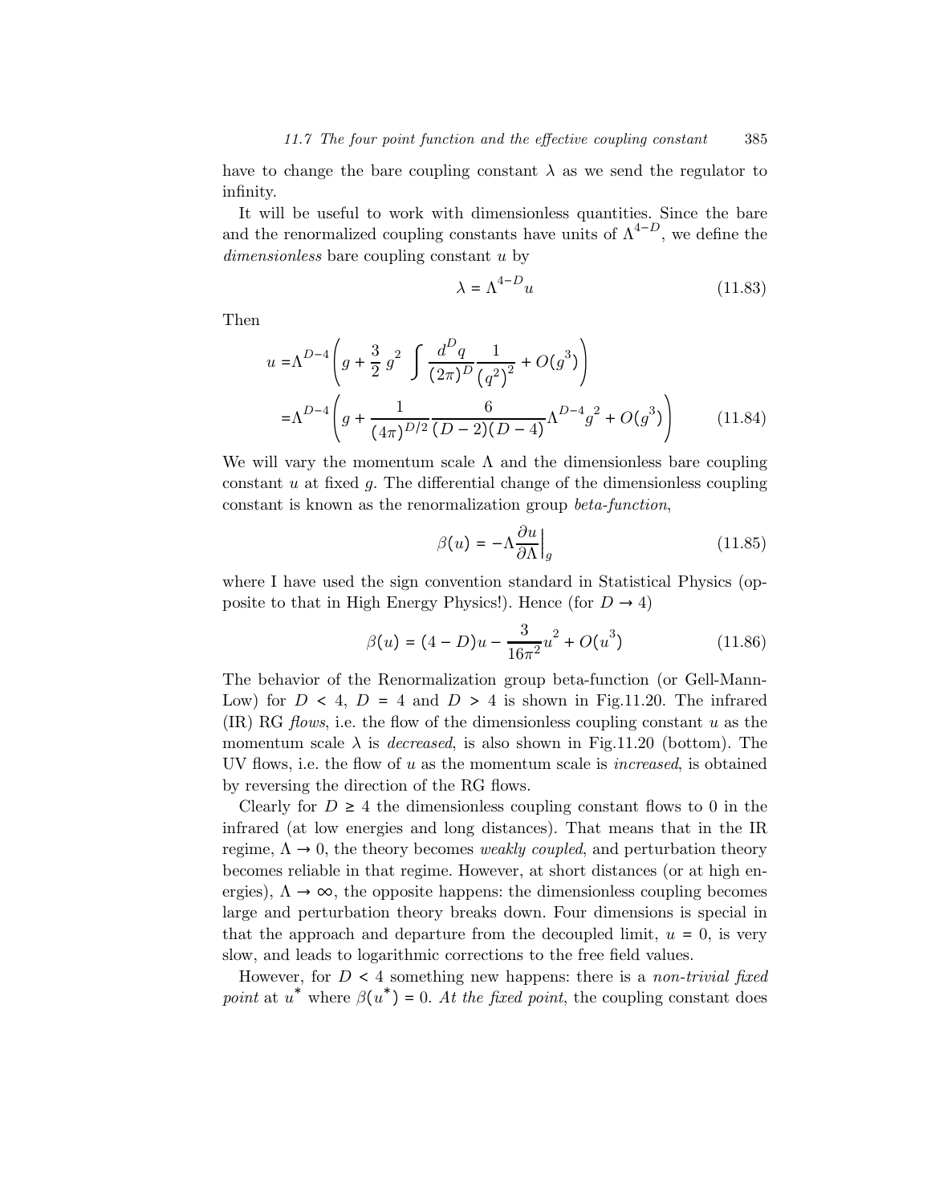have to change the bare coupling constant $\lambda$ as we send the regulator to infinity.

It will be useful to work with dimensionless quantities. Since the bare and the renormalized coupling constants have units of $\Lambda^{4-D}$, we define the *dimensionless* bare coupling constant $u$ by

$$\lambda = \Lambda^{4-D} u \tag{11.83}$$

Then

$$\begin{aligned} u =& \Lambda^{D-4} \left( g + \frac{3}{2} g^2 \int \frac{d^D q}{(2\pi)^D} \frac{1}{\left(q^2\right)^2} + O(g^3) \right) \\ =& \Lambda^{D-4} \left( g + \frac{1}{(4\pi)^{D/2}} \frac{6}{(D-2)(D-4)} \Lambda^{D-4} g^2 + O(g^3) \right) \end{aligned} \tag{11.84}$$

We will vary the momentum scale $\Lambda$ and the dimensionless bare coupling constant $u$ at fixed $g$. The differential change of the dimensionless coupling constant is known as the renormalization group *beta-function*,

$$\beta(u) = -\Lambda \frac{\partial u}{\partial \Lambda}\Big|_g \tag{11.85}$$

where I have used the sign convention standard in Statistical Physics (opposite to that in High Energy Physics!). Hence (for $D \to 4$)

$$\beta(u) = (4-D)u - \frac{3}{16\pi^2} u^2 + O(u^3) \tag{11.86}$$

The behavior of the Renormalization group beta-function (or Gell-Mann-Low) for $D < 4$, $D = 4$ and $D > 4$ is shown in Fig.11.20. The infrared (IR) RG *flows*, i.e. the flow of the dimensionless coupling constant $u$ as the momentum scale $\lambda$ is *decreased*, is also shown in Fig.11.20 (bottom). The UV flows, i.e. the flow of $u$ as the momentum scale is *increased*, is obtained by reversing the direction of the RG flows.

Clearly for $D \geq 4$ the dimensionless coupling constant flows to 0 in the infrared (at low energies and long distances). That means that in the IR regime, $\Lambda \to 0$, the theory becomes *weakly coupled*, and perturbation theory becomes reliable in that regime. However, at short distances (or at high energies), $\Lambda \to \infty$, the opposite happens: the dimensionless coupling becomes large and perturbation theory breaks down. Four dimensions is special in that the approach and departure from the decoupled limit, $u = 0$, is very slow, and leads to logarithmic corrections to the free field values.

However, for $D < 4$ something new happens: there is a *non-trivial fixed point* at $u^*$ where $\beta(u^*) = 0$. *At the fixed point*, the coupling constant does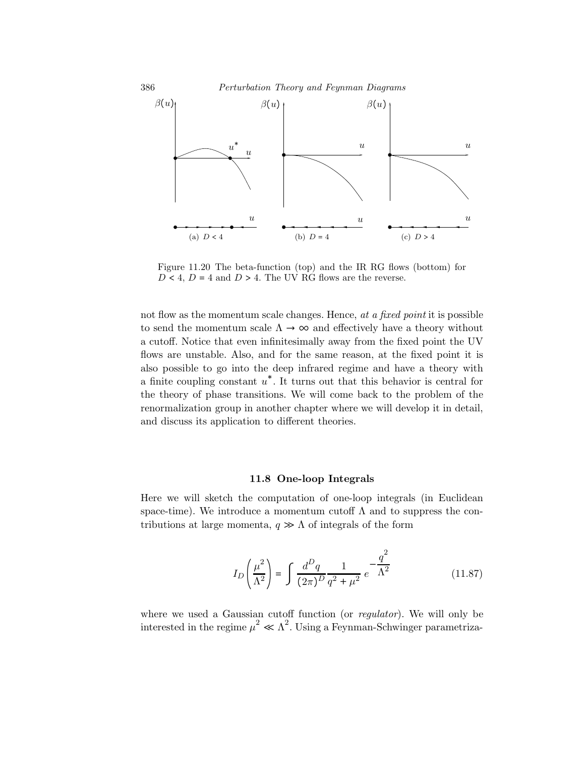Figure 11.20 The beta-function (top) and the IR RG flows (bottom) for $D < 4$, $D = 4$ and $D > 4$. The UV RG flows are the reverse.

not flow as the momentum scale changes. Hence, *at a fixed point* it is possible to send the momentum scale $\Lambda \to \infty$ and effectively have a theory without a cutoff. Notice that even infinitesimally away from the fixed point the UV flows are unstable. Also, and for the same reason, at the fixed point it is also possible to go into the deep infrared regime and have a theory with a finite coupling constant $u^*$. It turns out that this behavior is central for the theory of phase transitions. We will come back to the problem of the renormalization group in another chapter where we will develop it in detail, and discuss its application to different theories.

## 11.8 One-loop Integrals

Here we will sketch the computation of one-loop integrals (in Euclidean space-time). We introduce a momentum cutoff $\Lambda$ and to suppress the contributions at large momenta, $q \gg \Lambda$ of integrals of the form

$$I_D\left(\frac{\mu^2}{\Lambda^2}\right) = \int \frac{d^D q}{(2\pi)^D} \frac{1}{q^2 + \mu^2}\, e^{-\frac{q^2}{\Lambda^2}} \tag{11.87}$$

where we used a Gaussian cutoff function (or *regulator*). We will only be interested in the regime $\mu^2 \ll \Lambda^2$. Using a Feynman-Schwinger parametriza-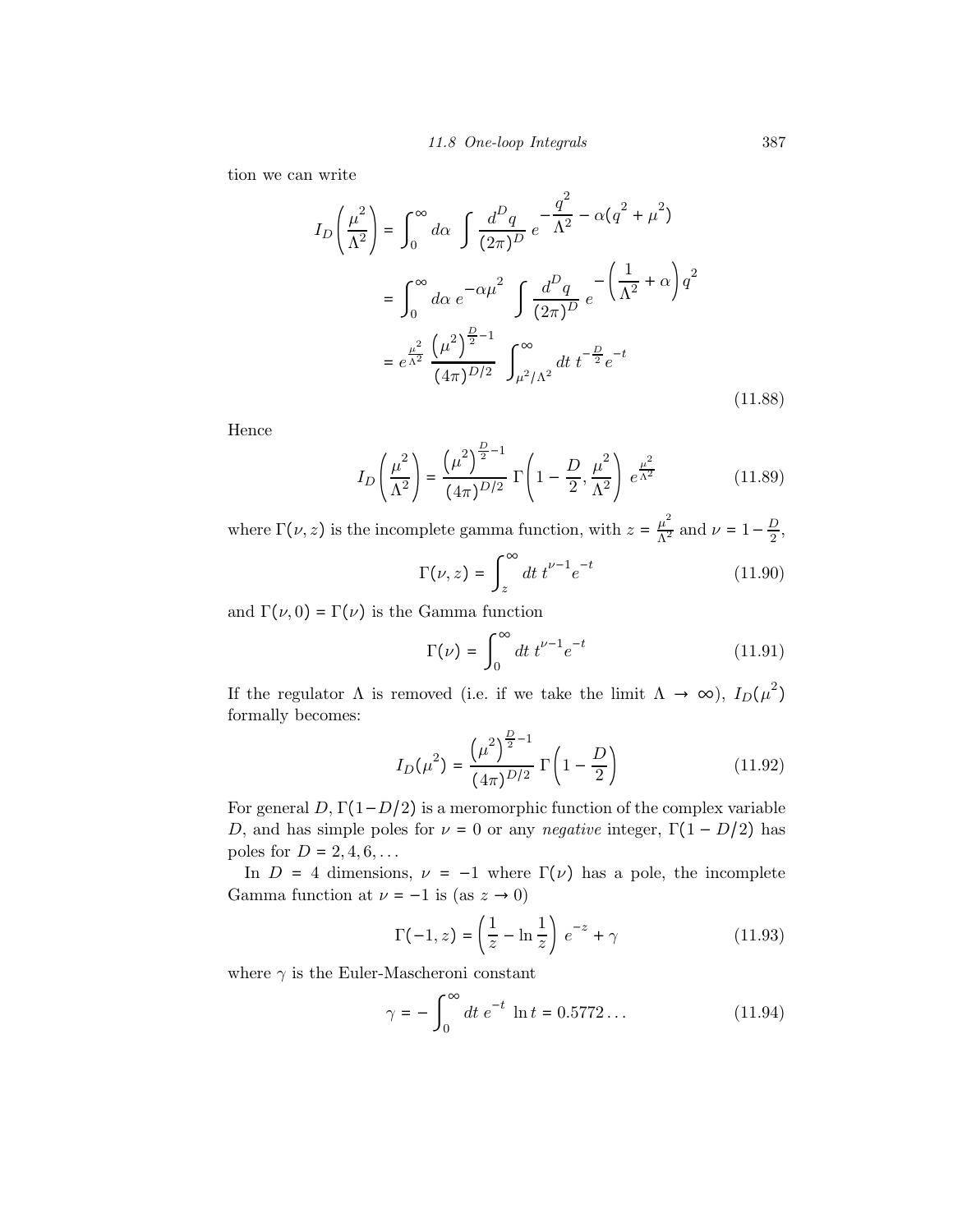tion we can write

$$
\begin{aligned}
I_D\left(\frac{\mu^2}{\Lambda^2}\right) &= \int_0^\infty d\alpha \int \frac{d^D q}{(2\pi)^D}\, e^{-\frac{q^2}{\Lambda^2} - \alpha(q^2+\mu^2)} \\
&= \int_0^\infty d\alpha\, e^{-\alpha\mu^2} \int \frac{d^D q}{(2\pi)^D}\, e^{-\left(\frac{1}{\Lambda^2}+\alpha\right)q^2} \\
&= e^{\frac{\mu^2}{\Lambda^2}}\, \frac{\left(\mu^2\right)^{\frac{D}{2}-1}}{(4\pi)^{D/2}} \int_{\mu^2/\Lambda^2}^\infty dt\, t^{-\frac{D}{2}} e^{-t}
\end{aligned}
\tag{11.88}
$$

Hence

$$
I_D\left(\frac{\mu^2}{\Lambda^2}\right) = \frac{\left(\mu^2\right)^{\frac{D}{2}-1}}{(4\pi)^{D/2}}\, \Gamma\left(1-\frac{D}{2}, \frac{\mu^2}{\Lambda^2}\right) e^{\frac{\mu^2}{\Lambda^2}} \tag{11.89}
$$

where $\Gamma(\nu, z)$ is the incomplete gamma function, with $z = \frac{\mu^2}{\Lambda^2}$ and $\nu = 1-\frac{D}{2}$,

$$
\Gamma(\nu, z) = \int_z^\infty dt\, t^{\nu-1} e^{-t} \tag{11.90}
$$

and $\Gamma(\nu, 0) = \Gamma(\nu)$ is the Gamma function

$$
\Gamma(\nu) = \int_0^\infty dt\, t^{\nu-1} e^{-t} \tag{11.91}
$$

If the regulator $\Lambda$ is removed (i.e. if we take the limit $\Lambda \to \infty$), $I_D(\mu^2)$ formally becomes:

$$
I_D(\mu^2) = \frac{\left(\mu^2\right)^{\frac{D}{2}-1}}{(4\pi)^{D/2}}\, \Gamma\left(1-\frac{D}{2}\right) \tag{11.92}
$$

For general $D$, $\Gamma(1-D/2)$ is a meromorphic function of the complex variable $D$, and has simple poles for $\nu = 0$ or any *negative* integer, $\Gamma(1-D/2)$ has poles for $D = 2, 4, 6, \ldots$

In $D = 4$ dimensions, $\nu = -1$ where $\Gamma(\nu)$ has a pole, the incomplete Gamma function at $\nu = -1$ is (as $z \to 0$)

$$
\Gamma(-1, z) = \left(\frac{1}{z} - \ln\frac{1}{z}\right) e^{-z} + \gamma \tag{11.93}
$$

where $\gamma$ is the Euler-Mascheroni constant

$$
\gamma = -\int_0^\infty dt\, e^{-t}\, \ln t = 0.5772\ldots \tag{11.94}
$$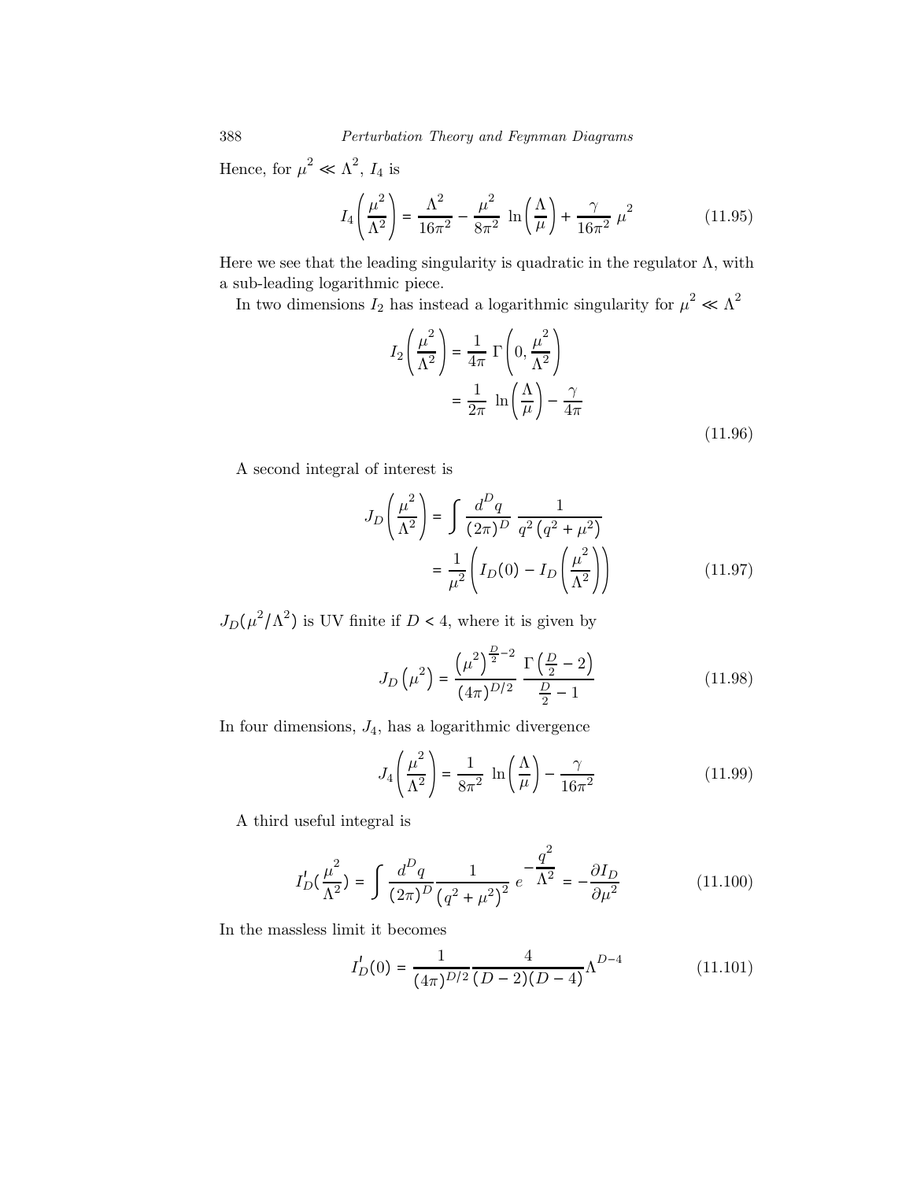Hence, for $\mu^2 \ll \Lambda^2$, $I_4$ is

$$I_4\left(\frac{\mu^2}{\Lambda^2}\right) = \frac{\Lambda^2}{16\pi^2} - \frac{\mu^2}{8\pi^2}\ \ln\left(\frac{\Lambda}{\mu}\right) + \frac{\gamma}{16\pi^2}\ \mu^2 \tag{11.95}$$

Here we see that the leading singularity is quadratic in the regulator $\Lambda$, with a sub-leading logarithmic piece.

In two dimensions $I_2$ has instead a logarithmic singularity for $\mu^2 \ll \Lambda^2$

$$\begin{aligned} I_2\left(\frac{\mu^2}{\Lambda^2}\right) &= \frac{1}{4\pi}\ \Gamma\left(0, \frac{\mu^2}{\Lambda^2}\right) \\ &= \frac{1}{2\pi}\ \ln\left(\frac{\Lambda}{\mu}\right) - \frac{\gamma}{4\pi} \end{aligned} \tag{11.96}$$

A second integral of interest is

$$\begin{aligned} J_D\left(\frac{\mu^2}{\Lambda^2}\right) &= \int \frac{d^D q}{(2\pi)^D}\ \frac{1}{q^2\left(q^2+\mu^2\right)} \\ &= \frac{1}{\mu^2}\left(I_D(0) - I_D\left(\frac{\mu^2}{\Lambda^2}\right)\right) \end{aligned} \tag{11.97}$$

$J_D(\mu^2/\Lambda^2)$ is UV finite if $D < 4$, where it is given by

$$J_D\left(\mu^2\right) = \frac{\left(\mu^2\right)^{\frac{D}{2}-2}}{(4\pi)^{D/2}}\ \frac{\Gamma\left(\frac{D}{2}-2\right)}{\frac{D}{2}-1} \tag{11.98}$$

In four dimensions, $J_4$, has a logarithmic divergence

$$J_4\left(\frac{\mu^2}{\Lambda^2}\right) = \frac{1}{8\pi^2}\ \ln\left(\frac{\Lambda}{\mu}\right) - \frac{\gamma}{16\pi^2} \tag{11.99}$$

A third useful integral is

$$I'_D\left(\frac{\mu^2}{\Lambda^2}\right) = \int \frac{d^D q}{(2\pi)^D}\frac{1}{\left(q^2+\mu^2\right)^2}\ e^{-\frac{q^2}{\Lambda^2}} = -\frac{\partial I_D}{\partial \mu^2} \tag{11.100}$$

In the massless limit it becomes

$$I'_D(0) = \frac{1}{(4\pi)^{D/2}}\frac{4}{(D-2)(D-4)}\Lambda^{D-4} \tag{11.101}$$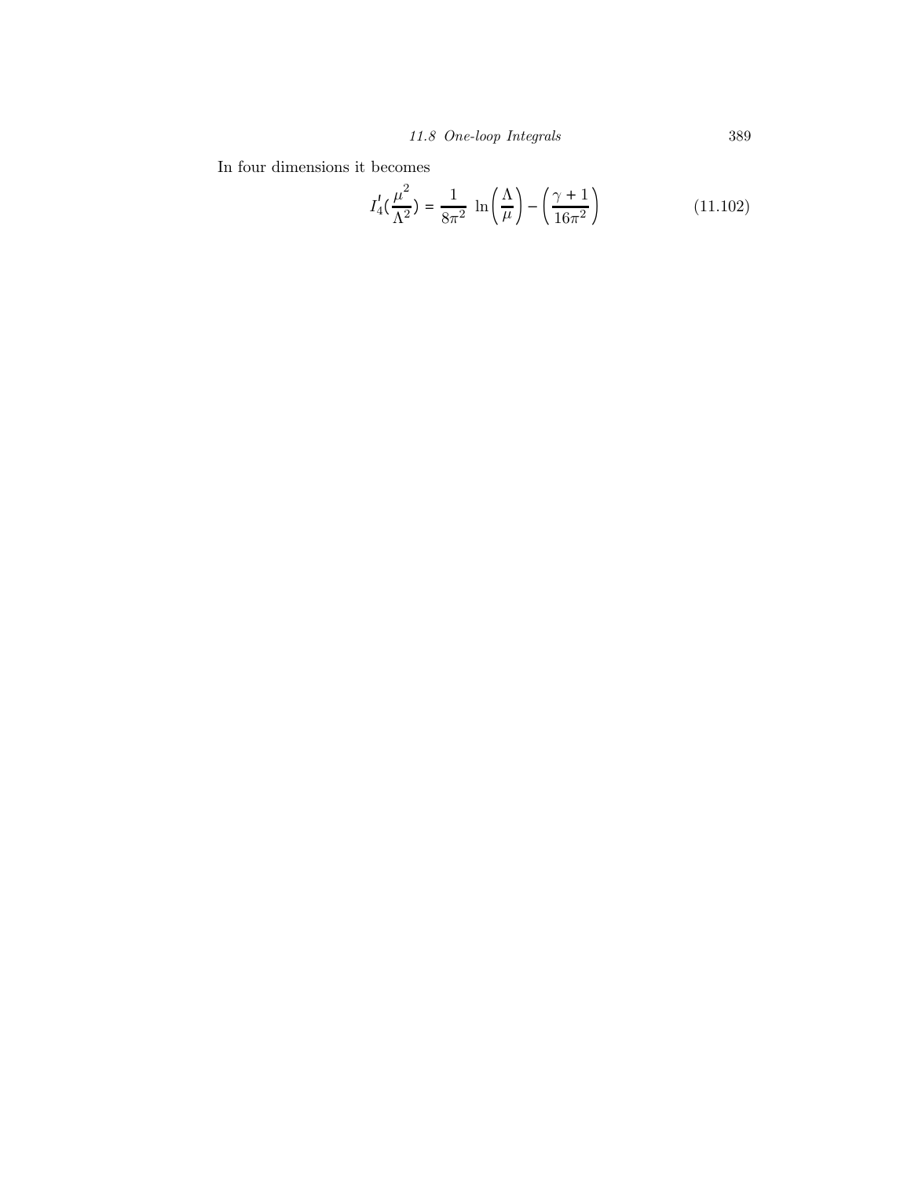In four dimensions it becomes

$$I_4'(\frac{\mu^2}{\Lambda^2}) = \frac{1}{8\pi^2} \ln\left(\frac{\Lambda}{\mu}\right) - \left(\frac{\gamma + 1}{16\pi^2}\right) \tag{11.102}$$